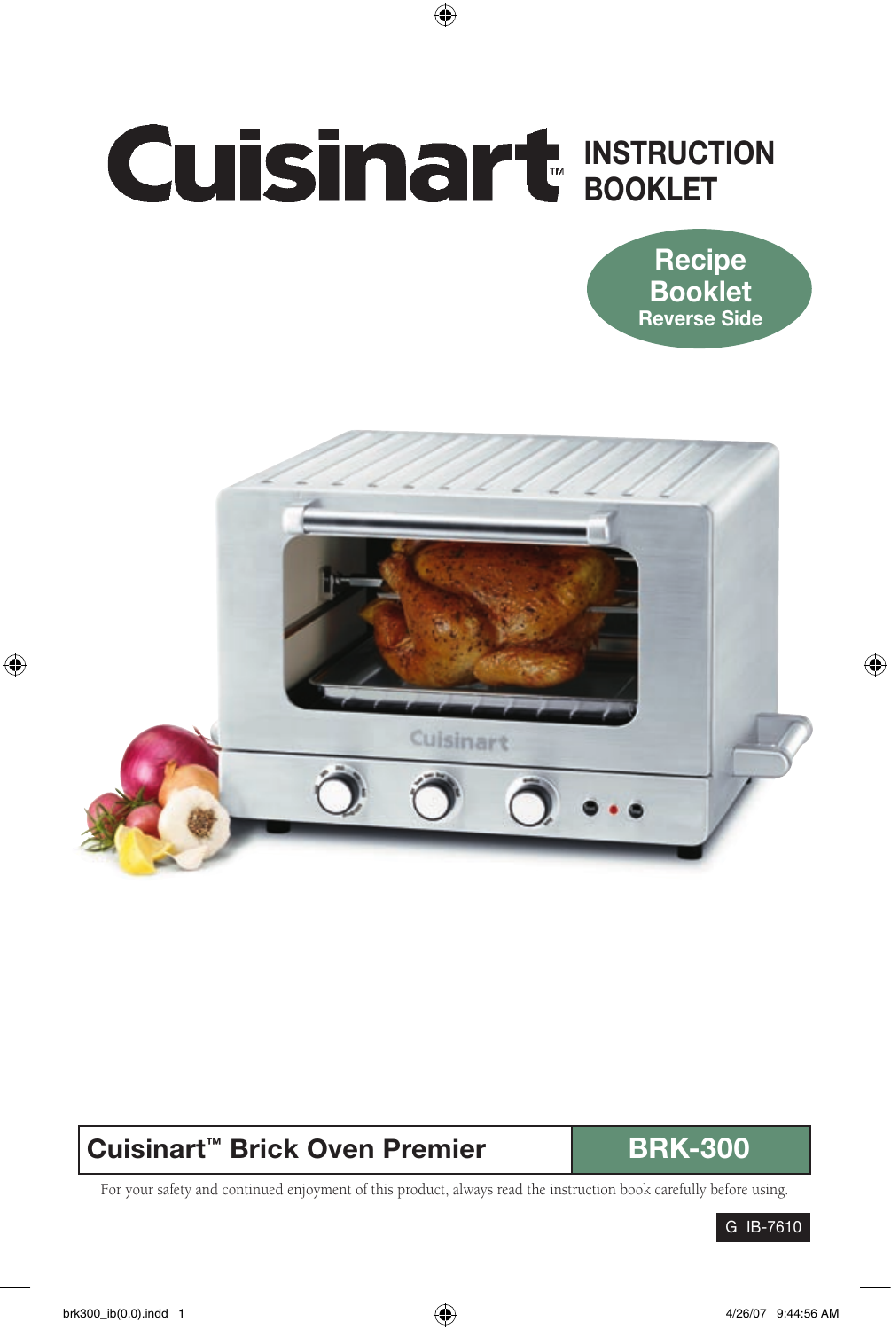# Cuisinart™ INSTRUCTION BOOKLET

**Recipe Booklet**
Reverse Side

## Cuisinart™ Brick Oven Premier — BRK-300

For your safety and continued enjoyment of this product, always read the instruction book carefully before using.

G IB-7610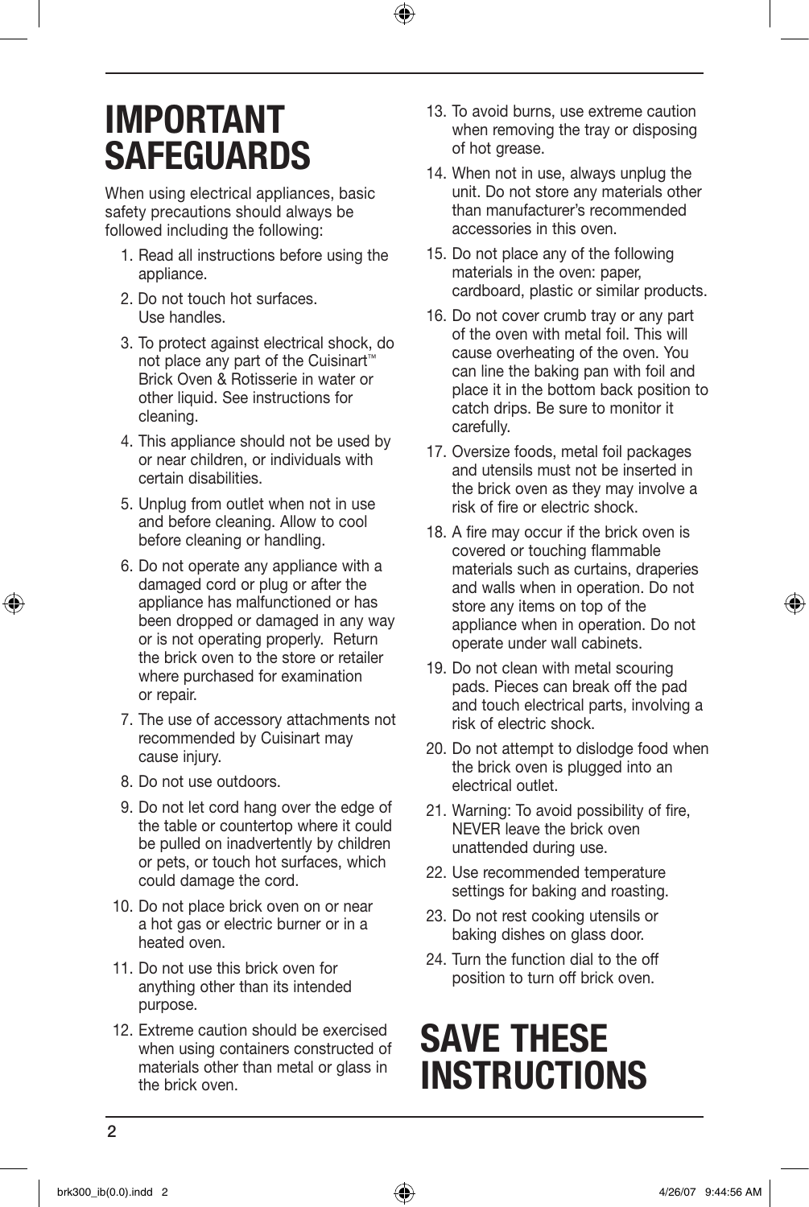# IMPORTANT SAFEGUARDS

When using electrical appliances, basic safety precautions should always be followed including the following:

1. Read all instructions before using the appliance.
2. Do not touch hot surfaces. Use handles.
3. To protect against electrical shock, do not place any part of the Cuisinart™ Brick Oven & Rotisserie in water or other liquid. See instructions for cleaning.
4. This appliance should not be used by or near children, or individuals with certain disabilities.
5. Unplug from outlet when not in use and before cleaning. Allow to cool before cleaning or handling.
6. Do not operate any appliance with a damaged cord or plug or after the appliance has malfunctioned or has been dropped or damaged in any way or is not operating properly. Return the brick oven to the store or retailer where purchased for examination or repair.
7. The use of accessory attachments not recommended by Cuisinart may cause injury.
8. Do not use outdoors.
9. Do not let cord hang over the edge of the table or countertop where it could be pulled on inadvertently by children or pets, or touch hot surfaces, which could damage the cord.
10. Do not place brick oven on or near a hot gas or electric burner or in a heated oven.
11. Do not use this brick oven for anything other than its intended purpose.
12. Extreme caution should be exercised when using containers constructed of materials other than metal or glass in the brick oven.
13. To avoid burns, use extreme caution when removing the tray or disposing of hot grease.
14. When not in use, always unplug the unit. Do not store any materials other than manufacturer's recommended accessories in this oven.
15. Do not place any of the following materials in the oven: paper, cardboard, plastic or similar products.
16. Do not cover crumb tray or any part of the oven with metal foil. This will cause overheating of the oven. You can line the baking pan with foil and place it in the bottom back position to catch drips. Be sure to monitor it carefully.
17. Oversize foods, metal foil packages and utensils must not be inserted in the brick oven as they may involve a risk of fire or electric shock.
18. A fire may occur if the brick oven is covered or touching flammable materials such as curtains, draperies and walls when in operation. Do not store any items on top of the appliance when in operation. Do not operate under wall cabinets.
19. Do not clean with metal scouring pads. Pieces can break off the pad and touch electrical parts, involving a risk of electric shock.
20. Do not attempt to dislodge food when the brick oven is plugged into an electrical outlet.
21. Warning: To avoid possibility of fire, NEVER leave the brick oven unattended during use.
22. Use recommended temperature settings for baking and roasting.
23. Do not rest cooking utensils or baking dishes on glass door.
24. Turn the function dial to the off position to turn off brick oven.

# SAVE THESE INSTRUCTIONS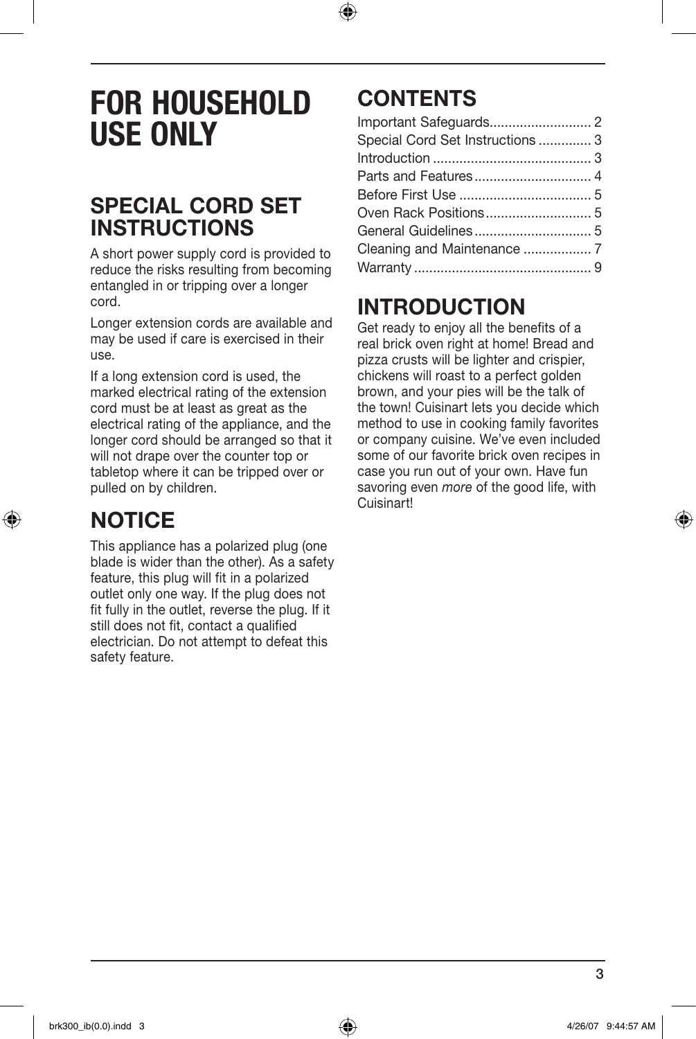# FOR HOUSEHOLD USE ONLY

## SPECIAL CORD SET INSTRUCTIONS

A short power supply cord is provided to reduce the risks resulting from becoming entangled in or tripping over a longer cord.

Longer extension cords are available and may be used if care is exercised in their use.

If a long extension cord is used, the marked electrical rating of the extension cord must be at least as great as the electrical rating of the appliance, and the longer cord should be arranged so that it will not drape over the counter top or tabletop where it can be tripped over or pulled on by children.

## NOTICE

This appliance has a polarized plug (one blade is wider than the other). As a safety feature, this plug will fit in a polarized outlet only one way. If the plug does not fit fully in the outlet, reverse the plug. If it still does not fit, contact a qualified electrician. Do not attempt to defeat this safety feature.

## CONTENTS

Important Safeguards.......................... 2
Special Cord Set Instructions ............. 3
Introduction .......................................... 3
Parts and Features.............................. 4
Before First Use .................................. 5
Oven Rack Positions........................... 5
General Guidelines.............................. 5
Cleaning and Maintenance ................. 7
Warranty .............................................. 9

## INTRODUCTION

Get ready to enjoy all the benefits of a real brick oven right at home! Bread and pizza crusts will be lighter and crispier, chickens will roast to a perfect golden brown, and your pies will be the talk of the town! Cuisinart lets you decide which method to use in cooking family favorites or company cuisine. We've even included some of our favorite brick oven recipes in case you run out of your own. Have fun savoring even *more* of the good life, with Cuisinart!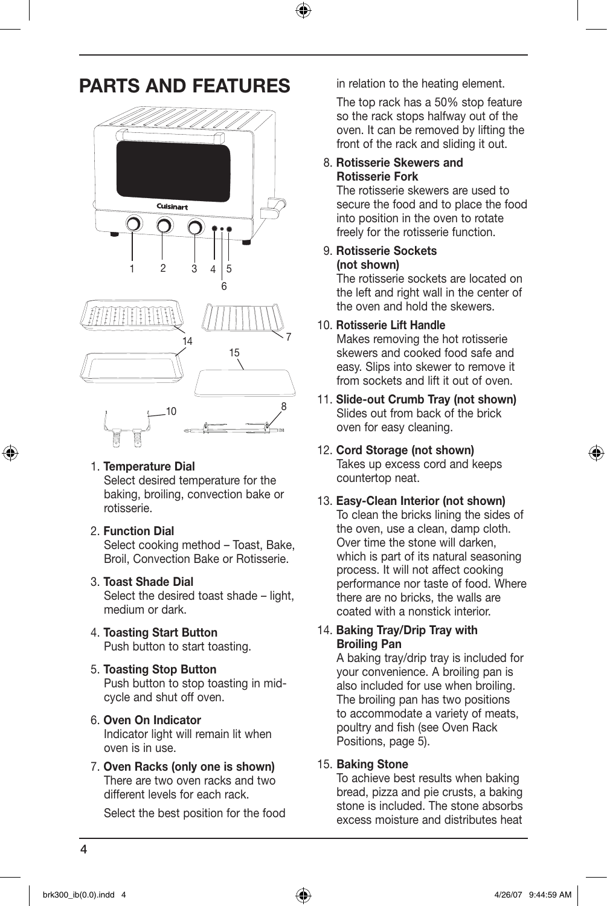# PARTS AND FEATURES

1. **Temperature Dial**
   Select desired temperature for the baking, broiling, convection bake or rotisserie.

2. **Function Dial**
   Select cooking method – Toast, Bake, Broil, Convection Bake or Rotisserie.

3. **Toast Shade Dial**
   Select the desired toast shade – light, medium or dark.

4. **Toasting Start Button**
   Push button to start toasting.

5. **Toasting Stop Button**
   Push button to stop toasting in mid-cycle and shut off oven.

6. **Oven On Indicator**
   Indicator light will remain lit when oven is in use.

7. **Oven Racks (only one is shown)**
   There are two oven racks and two different levels for each rack.

   Select the best position for the food in relation to the heating element.

   The top rack has a 50% stop feature so the rack stops halfway out of the oven. It can be removed by lifting the front of the rack and sliding it out.

8. **Rotisserie Skewers and Rotisserie Fork**
   The rotisserie skewers are used to secure the food and to place the food into position in the oven to rotate freely for the rotisserie function.

9. **Rotisserie Sockets (not shown)**
   The rotisserie sockets are located on the left and right wall in the center of the oven and hold the skewers.

10. **Rotisserie Lift Handle**
    Makes removing the hot rotisserie skewers and cooked food safe and easy. Slips into skewer to remove it from sockets and lift it out of oven.

11. **Slide-out Crumb Tray (not shown)**
    Slides out from back of the brick oven for easy cleaning.

12. **Cord Storage (not shown)**
    Takes up excess cord and keeps countertop neat.

13. **Easy-Clean Interior (not shown)**
    To clean the bricks lining the sides of the oven, use a clean, damp cloth. Over time the stone will darken, which is part of its natural seasoning process. It will not affect cooking performance nor taste of food. Where there are no bricks, the walls are coated with a nonstick interior.

14. **Baking Tray/Drip Tray with Broiling Pan**
    A baking tray/drip tray is included for your convenience. A broiling pan is also included for use when broiling. The broiling pan has two positions to accommodate a variety of meats, poultry and fish (see Oven Rack Positions, page 5).

15. **Baking Stone**
    To achieve best results when baking bread, pizza and pie crusts, a baking stone is included. The stone absorbs excess moisture and distributes heat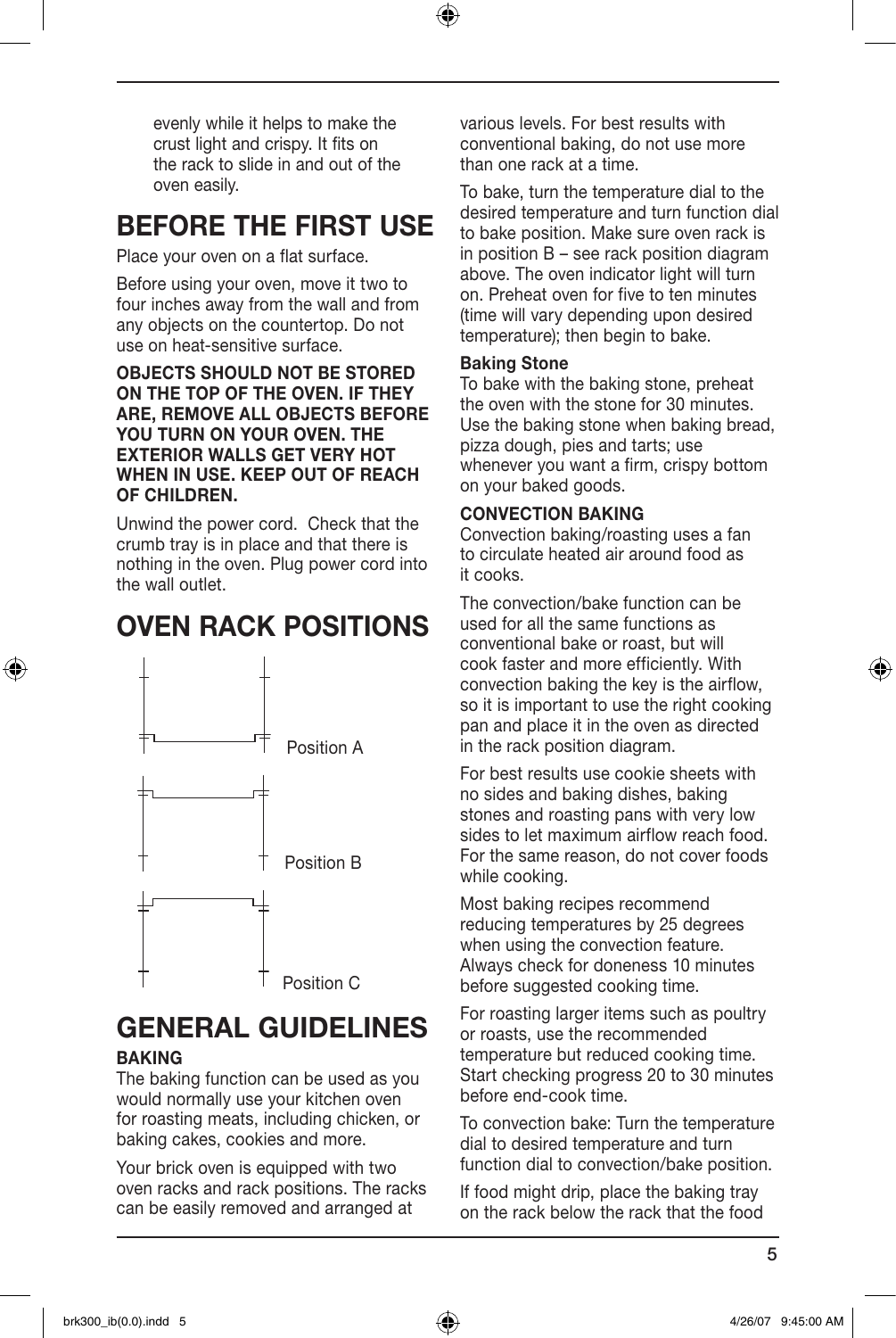evenly while it helps to make the crust light and crispy. It fits on the rack to slide in and out of the oven easily.

# BEFORE THE FIRST USE

Place your oven on a flat surface.

Before using your oven, move it two to four inches away from the wall and from any objects on the countertop. Do not use on heat-sensitive surface.

**OBJECTS SHOULD NOT BE STORED ON THE TOP OF THE OVEN. IF THEY ARE, REMOVE ALL OBJECTS BEFORE YOU TURN ON YOUR OVEN. THE EXTERIOR WALLS GET VERY HOT WHEN IN USE. KEEP OUT OF REACH OF CHILDREN.**

Unwind the power cord. Check that the crumb tray is in place and that there is nothing in the oven. Plug power cord into the wall outlet.

# OVEN RACK POSITIONS

Position A

Position B

Position C

# GENERAL GUIDELINES

### BAKING

The baking function can be used as you would normally use your kitchen oven for roasting meats, including chicken, or baking cakes, cookies and more.

Your brick oven is equipped with two oven racks and rack positions. The racks can be easily removed and arranged at various levels. For best results with conventional baking, do not use more than one rack at a time.

To bake, turn the temperature dial to the desired temperature and turn function dial to bake position. Make sure oven rack is in position B – see rack position diagram above. The oven indicator light will turn on. Preheat oven for five to ten minutes (time will vary depending upon desired temperature); then begin to bake.

**Baking Stone**

To bake with the baking stone, preheat the oven with the stone for 30 minutes. Use the baking stone when baking bread, pizza dough, pies and tarts; use whenever you want a firm, crispy bottom on your baked goods.

### CONVECTION BAKING

Convection baking/roasting uses a fan to circulate heated air around food as it cooks.

The convection/bake function can be used for all the same functions as conventional bake or roast, but will cook faster and more efficiently. With convection baking the key is the airflow, so it is important to use the right cooking pan and place it in the oven as directed in the rack position diagram.

For best results use cookie sheets with no sides and baking dishes, baking stones and roasting pans with very low sides to let maximum airflow reach food. For the same reason, do not cover foods while cooking.

Most baking recipes recommend reducing temperatures by 25 degrees when using the convection feature. Always check for doneness 10 minutes before suggested cooking time.

For roasting larger items such as poultry or roasts, use the recommended temperature but reduced cooking time. Start checking progress 20 to 30 minutes before end-cook time.

To convection bake: Turn the temperature dial to desired temperature and turn function dial to convection/bake position.

If food might drip, place the baking tray on the rack below the rack that the food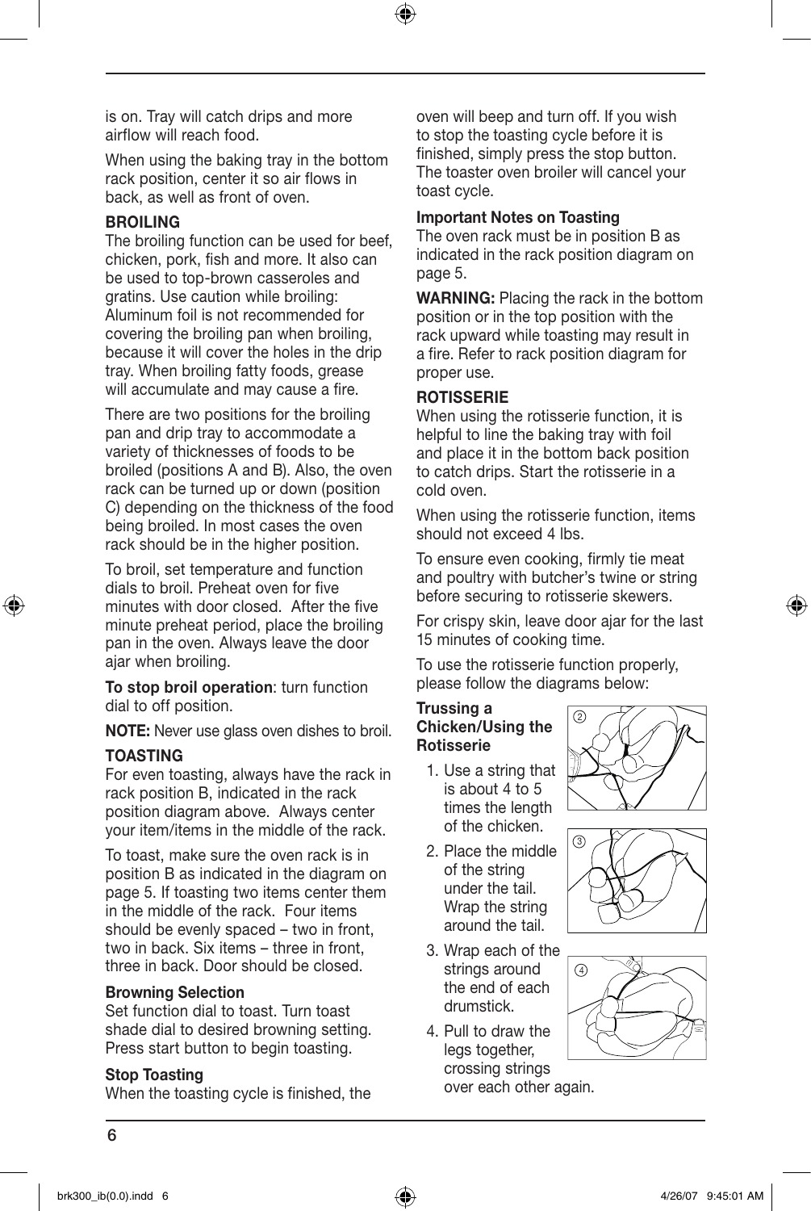is on. Tray will catch drips and more airflow will reach food.

When using the baking tray in the bottom rack position, center it so air flows in back, as well as front of oven.

**BROILING**

The broiling function can be used for beef, chicken, pork, fish and more. It also can be used to top-brown casseroles and gratins. Use caution while broiling: Aluminum foil is not recommended for covering the broiling pan when broiling, because it will cover the holes in the drip tray. When broiling fatty foods, grease will accumulate and may cause a fire.

There are two positions for the broiling pan and drip tray to accommodate a variety of thicknesses of foods to be broiled (positions A and B). Also, the oven rack can be turned up or down (position C) depending on the thickness of the food being broiled. In most cases the oven rack should be in the higher position.

To broil, set temperature and function dials to broil. Preheat oven for five minutes with door closed. After the five minute preheat period, place the broiling pan in the oven. Always leave the door ajar when broiling.

**To stop broil operation**: turn function dial to off position.

**NOTE:** Never use glass oven dishes to broil.

**TOASTING**

For even toasting, always have the rack in rack position B, indicated in the rack position diagram above. Always center your item/items in the middle of the rack.

To toast, make sure the oven rack is in position B as indicated in the diagram on page 5. If toasting two items center them in the middle of the rack. Four items should be evenly spaced – two in front, two in back. Six items – three in front, three in back. Door should be closed.

**Browning Selection**

Set function dial to toast. Turn toast shade dial to desired browning setting. Press start button to begin toasting.

**Stop Toasting**

When the toasting cycle is finished, the oven will beep and turn off. If you wish to stop the toasting cycle before it is finished, simply press the stop button. The toaster oven broiler will cancel your toast cycle.

**Important Notes on Toasting**

The oven rack must be in position B as indicated in the rack position diagram on page 5.

**WARNING:** Placing the rack in the bottom position or in the top position with the rack upward while toasting may result in a fire. Refer to rack position diagram for proper use.

**ROTISSERIE**

When using the rotisserie function, it is helpful to line the baking tray with foil and place it in the bottom back position to catch drips. Start the rotisserie in a cold oven.

When using the rotisserie function, items should not exceed 4 lbs.

To ensure even cooking, firmly tie meat and poultry with butcher's twine or string before securing to rotisserie skewers.

For crispy skin, leave door ajar for the last 15 minutes of cooking time.

To use the rotisserie function properly, please follow the diagrams below:

**Trussing a Chicken/Using the Rotisserie**

1. Use a string that is about 4 to 5 times the length of the chicken.
2. Place the middle of the string under the tail. Wrap the string around the tail.
3. Wrap each of the strings around the end of each drumstick.
4. Pull to draw the legs together, crossing strings over each other again.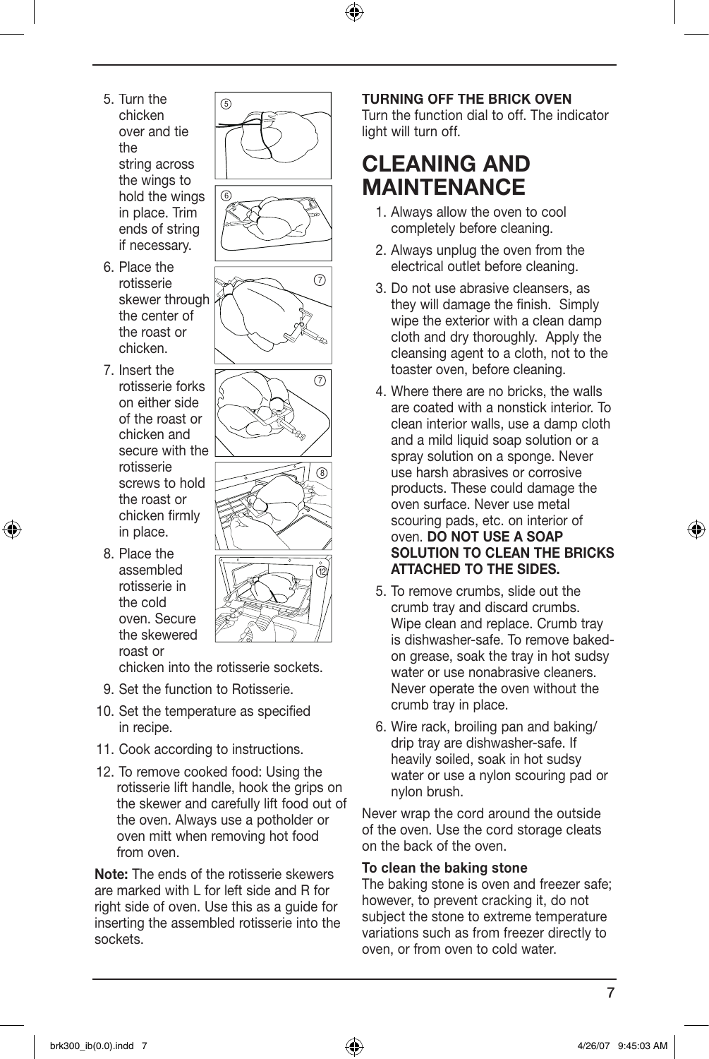5. Turn the chicken over and tie the string across the wings to hold the wings in place. Trim ends of string if necessary.
6. Place the rotisserie skewer through the center of the roast or chicken.
7. Insert the rotisserie forks on either side of the roast or chicken and secure with the rotisserie screws to hold the roast or chicken firmly in place.
8. Place the assembled rotisserie in the cold oven. Secure the skewered roast or chicken into the rotisserie sockets.
9. Set the function to Rotisserie.
10. Set the temperature as specified in recipe.
11. Cook according to instructions.
12. To remove cooked food: Using the rotisserie lift handle, hook the grips on the skewer and carefully lift food out of the oven. Always use a potholder or oven mitt when removing hot food from oven.

**Note:** The ends of the rotisserie skewers are marked with L for left side and R for right side of oven. Use this as a guide for inserting the assembled rotisserie into the sockets.

**TURNING OFF THE BRICK OVEN**

Turn the function dial to off. The indicator light will turn off.

# CLEANING AND MAINTENANCE

1. Always allow the oven to cool completely before cleaning.
2. Always unplug the oven from the electrical outlet before cleaning.
3. Do not use abrasive cleansers, as they will damage the finish. Simply wipe the exterior with a clean damp cloth and dry thoroughly. Apply the cleansing agent to a cloth, not to the toaster oven, before cleaning.
4. Where there are no bricks, the walls are coated with a nonstick interior. To clean interior walls, use a damp cloth and a mild liquid soap solution or a spray solution on a sponge. Never use harsh abrasives or corrosive products. These could damage the oven surface. Never use metal scouring pads, etc. on interior of oven. **DO NOT USE A SOAP SOLUTION TO CLEAN THE BRICKS ATTACHED TO THE SIDES.**
5. To remove crumbs, slide out the crumb tray and discard crumbs. Wipe clean and replace. Crumb tray is dishwasher-safe. To remove baked-on grease, soak the tray in hot sudsy water or use nonabrasive cleaners. Never operate the oven without the crumb tray in place.
6. Wire rack, broiling pan and baking/drip tray are dishwasher-safe. If heavily soiled, soak in hot sudsy water or use a nylon scouring pad or nylon brush.

Never wrap the cord around the outside of the oven. Use the cord storage cleats on the back of the oven.

**To clean the baking stone**

The baking stone is oven and freezer safe; however, to prevent cracking it, do not subject the stone to extreme temperature variations such as from freezer directly to oven, or from oven to cold water.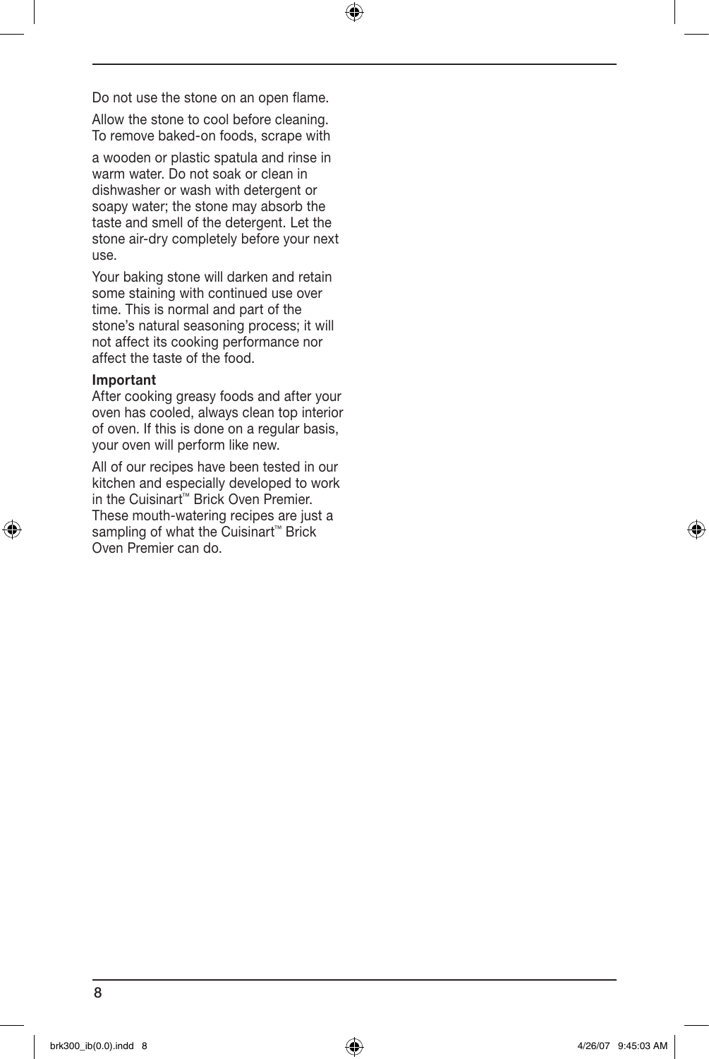Do not use the stone on an open flame.

Allow the stone to cool before cleaning. To remove baked-on foods, scrape with a wooden or plastic spatula and rinse in warm water. Do not soak or clean in dishwasher or wash with detergent or soapy water; the stone may absorb the taste and smell of the detergent. Let the stone air-dry completely before your next use.

Your baking stone will darken and retain some staining with continued use over time. This is normal and part of the stone's natural seasoning process; it will not affect its cooking performance nor affect the taste of the food.

**Important**
After cooking greasy foods and after your oven has cooled, always clean top interior of oven. If this is done on a regular basis, your oven will perform like new.

All of our recipes have been tested in our kitchen and especially developed to work in the Cuisinart™ Brick Oven Premier. These mouth-watering recipes are just a sampling of what the Cuisinart™ Brick Oven Premier can do.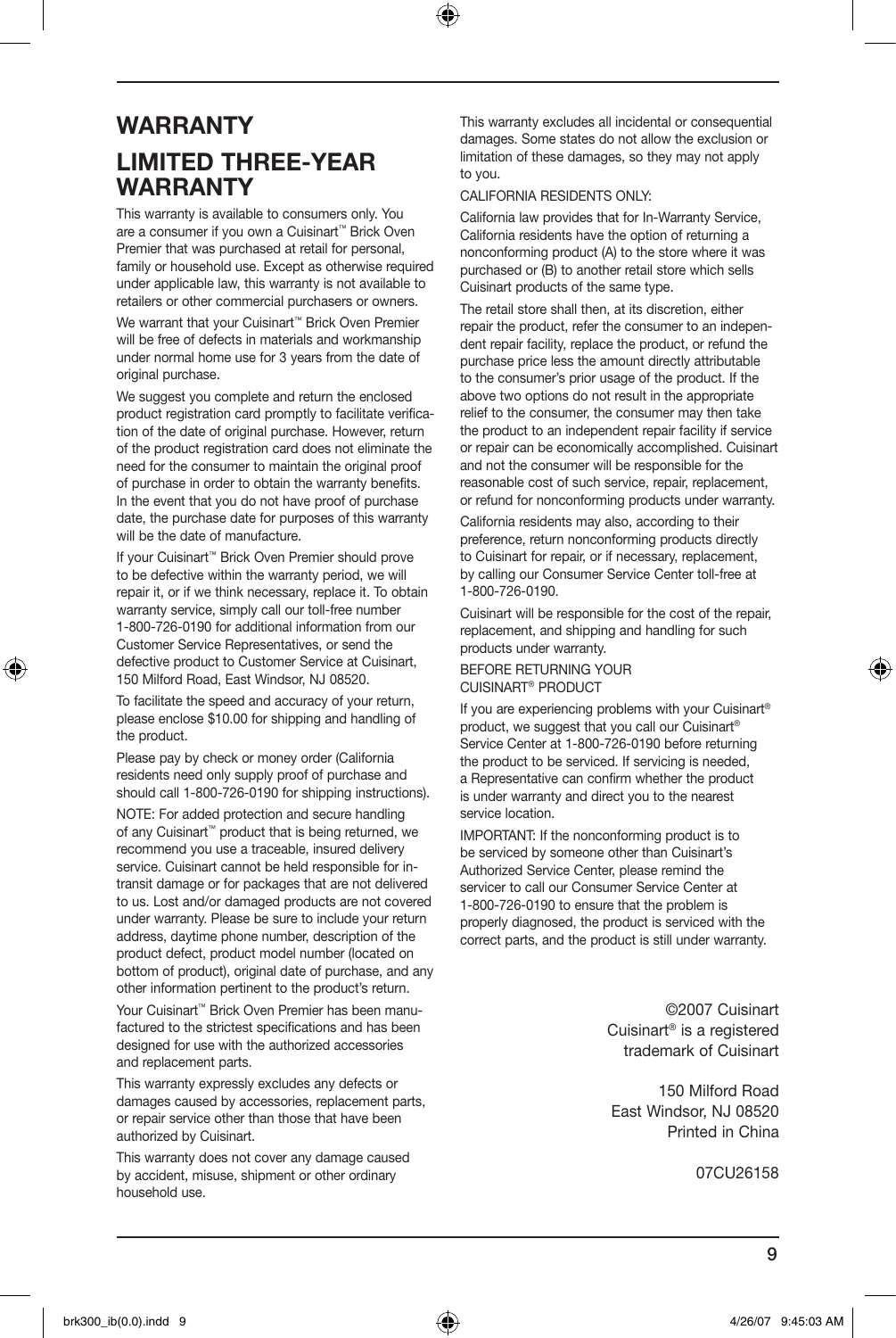# WARRANTY

## LIMITED THREE-YEAR WARRANTY

This warranty is available to consumers only. You are a consumer if you own a Cuisinart™ Brick Oven Premier that was purchased at retail for personal, family or household use. Except as otherwise required under applicable law, this warranty is not available to retailers or other commercial purchasers or owners.

We warrant that your Cuisinart™ Brick Oven Premier will be free of defects in materials and workmanship under normal home use for 3 years from the date of original purchase.

We suggest you complete and return the enclosed product registration card promptly to facilitate verification of the date of original purchase. However, return of the product registration card does not eliminate the need for the consumer to maintain the original proof of purchase in order to obtain the warranty benefits. In the event that you do not have proof of purchase date, the purchase date for purposes of this warranty will be the date of manufacture.

If your Cuisinart™ Brick Oven Premier should prove to be defective within the warranty period, we will repair it, or if we think necessary, replace it. To obtain warranty service, simply call our toll-free number 1-800-726-0190 for additional information from our Customer Service Representatives, or send the defective product to Customer Service at Cuisinart, 150 Milford Road, East Windsor, NJ 08520.

To facilitate the speed and accuracy of your return, please enclose $10.00 for shipping and handling of the product.

Please pay by check or money order (California residents need only supply proof of purchase and should call 1-800-726-0190 for shipping instructions).

NOTE: For added protection and secure handling of any Cuisinart™ product that is being returned, we recommend you use a traceable, insured delivery service. Cuisinart cannot be held responsible for in-transit damage or for packages that are not delivered to us. Lost and/or damaged products are not covered under warranty. Please be sure to include your return address, daytime phone number, description of the product defect, product model number (located on bottom of product), original date of purchase, and any other information pertinent to the product's return.

Your Cuisinart™ Brick Oven Premier has been manufactured to the strictest specifications and has been designed for use with the authorized accessories and replacement parts.

This warranty expressly excludes any defects or damages caused by accessories, replacement parts, or repair service other than those that have been authorized by Cuisinart.

This warranty does not cover any damage caused by accident, misuse, shipment or other ordinary household use.

This warranty excludes all incidental or consequential damages. Some states do not allow the exclusion or limitation of these damages, so they may not apply to you.

CALIFORNIA RESIDENTS ONLY:

California law provides that for In-Warranty Service, California residents have the option of returning a nonconforming product (A) to the store where it was purchased or (B) to another retail store which sells Cuisinart products of the same type.

The retail store shall then, at its discretion, either repair the product, refer the consumer to an independent repair facility, replace the product, or refund the purchase price less the amount directly attributable to the consumer's prior usage of the product. If the above two options do not result in the appropriate relief to the consumer, the consumer may then take the product to an independent repair facility if service or repair can be economically accomplished. Cuisinart and not the consumer will be responsible for the reasonable cost of such service, repair, replacement, or refund for nonconforming products under warranty.

California residents may also, according to their preference, return nonconforming products directly to Cuisinart for repair, or if necessary, replacement, by calling our Consumer Service Center toll-free at 1-800-726-0190.

Cuisinart will be responsible for the cost of the repair, replacement, and shipping and handling for such products under warranty.

BEFORE RETURNING YOUR CUISINART® PRODUCT

If you are experiencing problems with your Cuisinart® product, we suggest that you call our Cuisinart® Service Center at 1-800-726-0190 before returning the product to be serviced. If servicing is needed, a Representative can confirm whether the product is under warranty and direct you to the nearest service location.

IMPORTANT: If the nonconforming product is to be serviced by someone other than Cuisinart's Authorized Service Center, please remind the servicer to call our Consumer Service Center at 1-800-726-0190 to ensure that the problem is properly diagnosed, the product is serviced with the correct parts, and the product is still under warranty.

©2007 Cuisinart
Cuisinart® is a registered trademark of Cuisinart

150 Milford Road
East Windsor, NJ 08520
Printed in China

07CU26158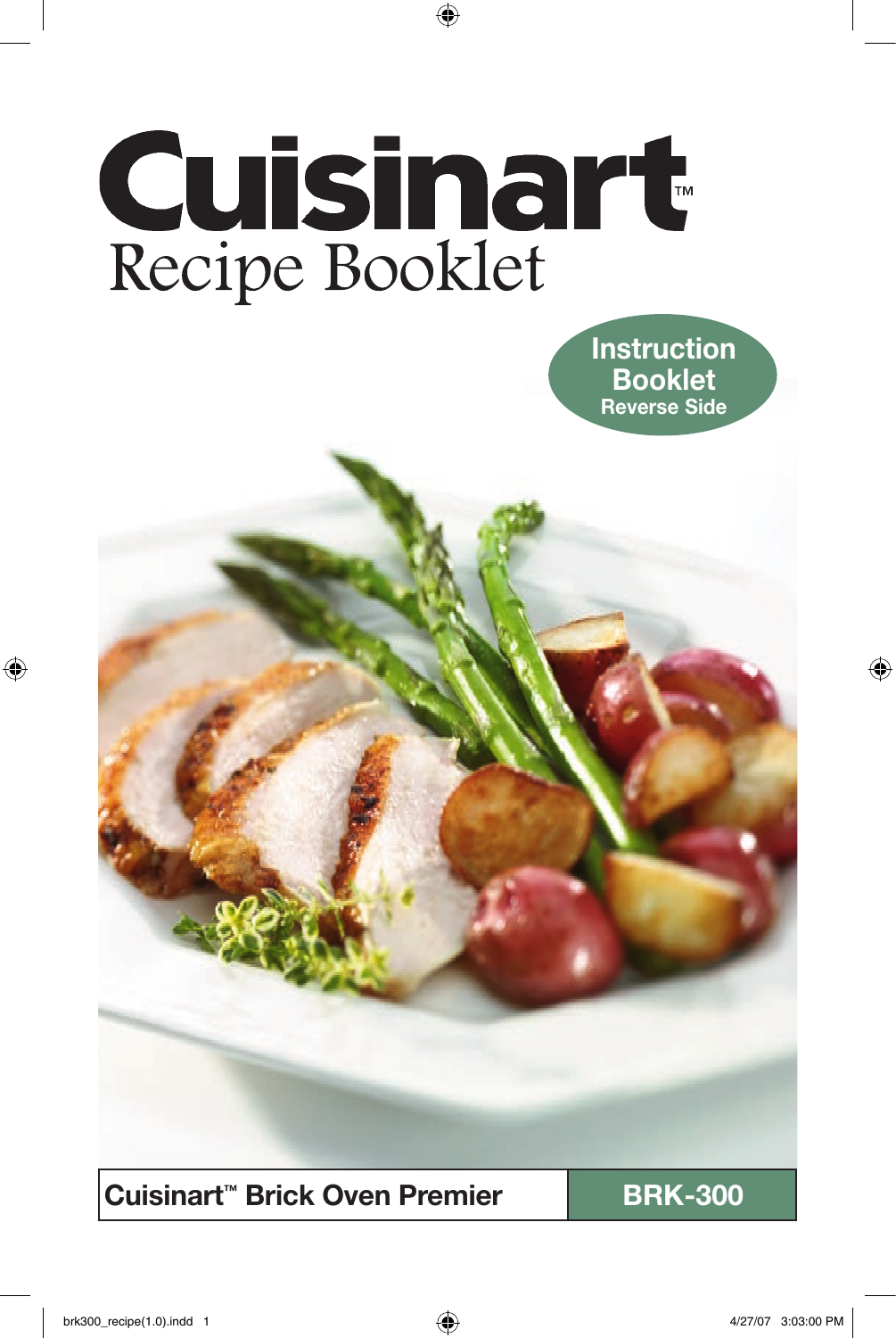# Cuisinart™

## Recipe Booklet

**Instruction Booklet**
**Reverse Side**

**Cuisinart™ Brick Oven Premier** | **BRK-300**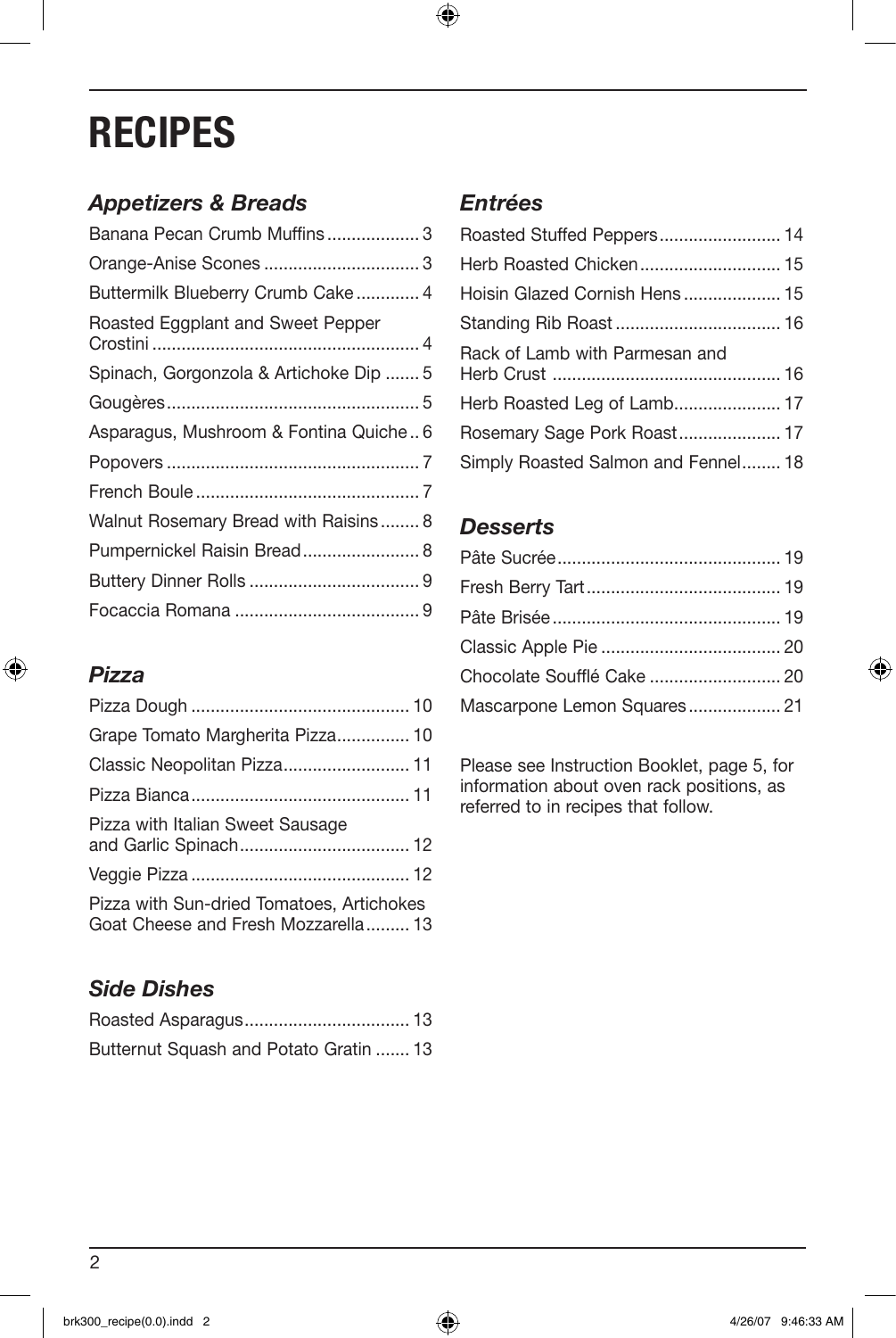# RECIPES

### *Appetizers & Breads*

- Banana Pecan Crumb Muffins ... 3
- Orange-Anise Scones ... 3
- Buttermilk Blueberry Crumb Cake ... 4
- Roasted Eggplant and Sweet Pepper Crostini ... 4
- Spinach, Gorgonzola & Artichoke Dip ... 5
- Gougères ... 5
- Asparagus, Mushroom & Fontina Quiche ... 6
- Popovers ... 7
- French Boule ... 7
- Walnut Rosemary Bread with Raisins ... 8
- Pumpernickel Raisin Bread ... 8
- Buttery Dinner Rolls ... 9
- Focaccia Romana ... 9

### *Pizza*

- Pizza Dough ... 10
- Grape Tomato Margherita Pizza ... 10
- Classic Neopolitan Pizza ... 11
- Pizza Bianca ... 11
- Pizza with Italian Sweet Sausage and Garlic Spinach ... 12
- Veggie Pizza ... 12
- Pizza with Sun-dried Tomatoes, Artichokes Goat Cheese and Fresh Mozzarella ... 13

### *Side Dishes*

- Roasted Asparagus ... 13
- Butternut Squash and Potato Gratin ... 13

### *Entrées*

- Roasted Stuffed Peppers ... 14
- Herb Roasted Chicken ... 15
- Hoisin Glazed Cornish Hens ... 15
- Standing Rib Roast ... 16
- Rack of Lamb with Parmesan and Herb Crust ... 16
- Herb Roasted Leg of Lamb ... 17
- Rosemary Sage Pork Roast ... 17
- Simply Roasted Salmon and Fennel ... 18

### *Desserts*

- Pâte Sucrée ... 19
- Fresh Berry Tart ... 19
- Pâte Brisée ... 19
- Classic Apple Pie ... 20
- Chocolate Soufflé Cake ... 20
- Mascarpone Lemon Squares ... 21

Please see Instruction Booklet, page 5, for information about oven rack positions, as referred to in recipes that follow.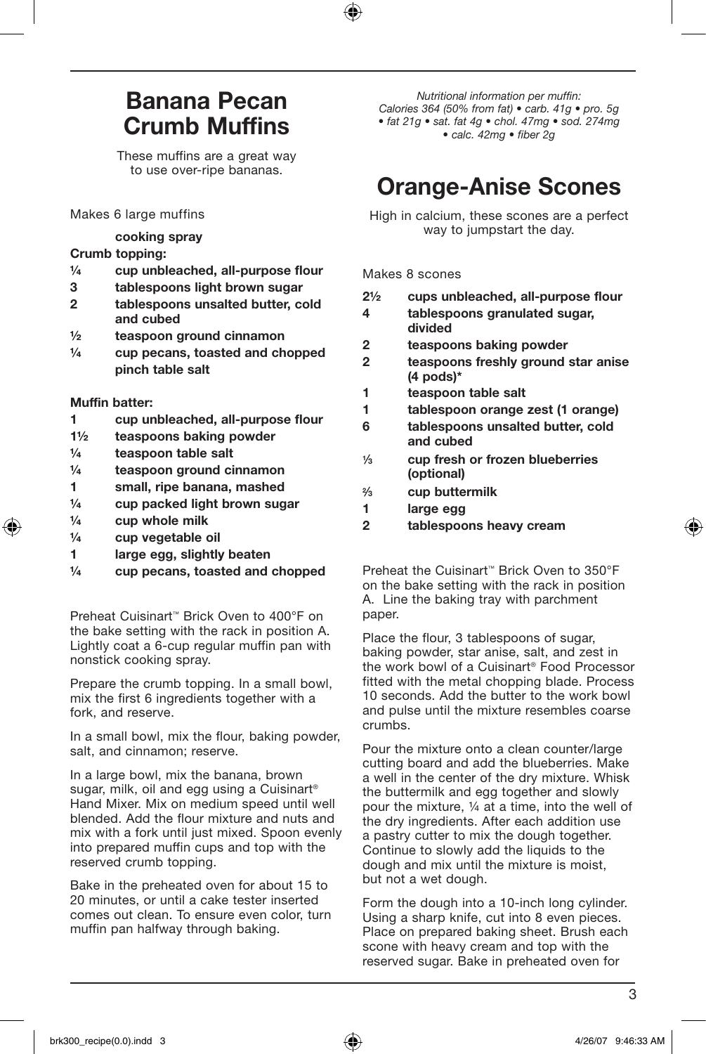## Banana Pecan Crumb Muffins

These muffins are a great way to use over-ripe bananas.

Makes 6 large muffins

**cooking spray**

**Crumb topping:**

- **¼ cup unbleached, all-purpose flour**
- **3 tablespoons light brown sugar**
- **2 tablespoons unsalted butter, cold and cubed**
- **½ teaspoon ground cinnamon**
- **¼ cup pecans, toasted and chopped**
- **pinch table salt**

**Muffin batter:**

- **1 cup unbleached, all-purpose flour**
- **1½ teaspoons baking powder**
- **¼ teaspoon table salt**
- **¼ teaspoon ground cinnamon**
- **1 small, ripe banana, mashed**
- **¼ cup packed light brown sugar**
- **¼ cup whole milk**
- **¼ cup vegetable oil**
- **1 large egg, slightly beaten**
- **¼ cup pecans, toasted and chopped**

Preheat Cuisinart™ Brick Oven to 400°F on the bake setting with the rack in position A. Lightly coat a 6-cup regular muffin pan with nonstick cooking spray.

Prepare the crumb topping. In a small bowl, mix the first 6 ingredients together with a fork, and reserve.

In a small bowl, mix the flour, baking powder, salt, and cinnamon; reserve.

In a large bowl, mix the banana, brown sugar, milk, oil and egg using a Cuisinart® Hand Mixer. Mix on medium speed until well blended. Add the flour mixture and nuts and mix with a fork until just mixed. Spoon evenly into prepared muffin cups and top with the reserved crumb topping.

Bake in the preheated oven for about 15 to 20 minutes, or until a cake tester inserted comes out clean. To ensure even color, turn muffin pan halfway through baking.

*Nutritional information per muffin: Calories 364 (50% from fat) • carb. 41g • pro. 5g • fat 21g • sat. fat 4g • chol. 47mg • sod. 274mg • calc. 42mg • fiber 2g*

## Orange-Anise Scones

High in calcium, these scones are a perfect way to jumpstart the day.

Makes 8 scones

- **2½ cups unbleached, all-purpose flour**
- **4 tablespoons granulated sugar, divided**
- **2 teaspoons baking powder**
- **2 teaspoons freshly ground star anise (4 pods)***
- **1 teaspoon table salt**
- **1 tablespoon orange zest (1 orange)**
- **6 tablespoons unsalted butter, cold and cubed**
- **⅓ cup fresh or frozen blueberries (optional)**
- **⅔ cup buttermilk**
- **1 large egg**
- **2 tablespoons heavy cream**

Preheat the Cuisinart™ Brick Oven to 350°F on the bake setting with the rack in position A. Line the baking tray with parchment paper.

Place the flour, 3 tablespoons of sugar, baking powder, star anise, salt, and zest in the work bowl of a Cuisinart® Food Processor fitted with the metal chopping blade. Process 10 seconds. Add the butter to the work bowl and pulse until the mixture resembles coarse crumbs.

Pour the mixture onto a clean counter/large cutting board and add the blueberries. Make a well in the center of the dry mixture. Whisk the buttermilk and egg together and slowly pour the mixture, ¼ at a time, into the well of the dry ingredients. After each addition use a pastry cutter to mix the dough together. Continue to slowly add the liquids to the dough and mix until the mixture is moist, but not a wet dough.

Form the dough into a 10-inch long cylinder. Using a sharp knife, cut into 8 even pieces. Place on prepared baking sheet. Brush each scone with heavy cream and top with the reserved sugar. Bake in preheated oven for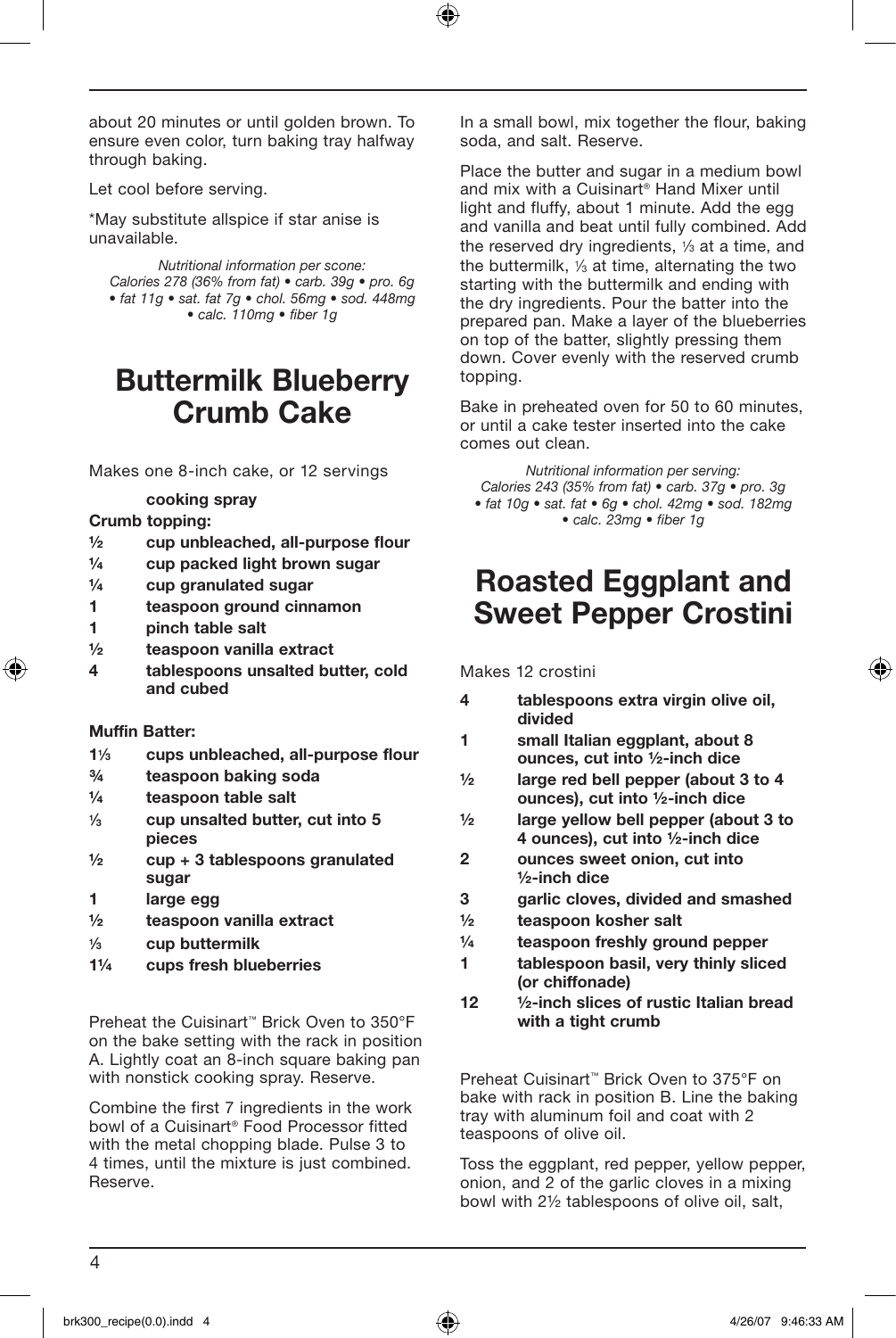about 20 minutes or until golden brown. To ensure even color, turn baking tray halfway through baking.

Let cool before serving.

*May substitute allspice if star anise is unavailable.

*Nutritional information per scone:*
*Calories 278 (36% from fat) • carb. 39g • pro. 6g • fat 11g • sat. fat 7g • chol. 56mg • sod. 448mg • calc. 110mg • fiber 1g*

# Buttermilk Blueberry Crumb Cake

Makes one 8-inch cake, or 12 servings

**cooking spray**

**Crumb topping:**

- **½ cup unbleached, all-purpose flour**
- **¼ cup packed light brown sugar**
- **¼ cup granulated sugar**
- **1 teaspoon ground cinnamon**
- **1 pinch table salt**
- **½ teaspoon vanilla extract**
- **4 tablespoons unsalted butter, cold and cubed**

**Muffin Batter:**

- **1⅓ cups unbleached, all-purpose flour**
- **¾ teaspoon baking soda**
- **¼ teaspoon table salt**
- **⅓ cup unsalted butter, cut into 5 pieces**
- **½ cup + 3 tablespoons granulated sugar**
- **1 large egg**
- **½ teaspoon vanilla extract**
- **⅓ cup buttermilk**
- **1¼ cups fresh blueberries**

Preheat the Cuisinart™ Brick Oven to 350°F on the bake setting with the rack in position A. Lightly coat an 8-inch square baking pan with nonstick cooking spray. Reserve.

Combine the first 7 ingredients in the work bowl of a Cuisinart® Food Processor fitted with the metal chopping blade. Pulse 3 to 4 times, until the mixture is just combined. Reserve.

In a small bowl, mix together the flour, baking soda, and salt. Reserve.

Place the butter and sugar in a medium bowl and mix with a Cuisinart® Hand Mixer until light and fluffy, about 1 minute. Add the egg and vanilla and beat until fully combined. Add the reserved dry ingredients, ⅓ at a time, and the buttermilk, ⅓ at time, alternating the two starting with the buttermilk and ending with the dry ingredients. Pour the batter into the prepared pan. Make a layer of the blueberries on top of the batter, slightly pressing them down. Cover evenly with the reserved crumb topping.

Bake in preheated oven for 50 to 60 minutes, or until a cake tester inserted into the cake comes out clean.

*Nutritional information per serving:*
*Calories 243 (35% from fat) • carb. 37g • pro. 3g • fat 10g • sat. fat • 6g • chol. 42mg • sod. 182mg • calc. 23mg • fiber 1g*

# Roasted Eggplant and Sweet Pepper Crostini

Makes 12 crostini

- **4 tablespoons extra virgin olive oil, divided**
- **1 small Italian eggplant, about 8 ounces, cut into ½-inch dice**
- **½ large red bell pepper (about 3 to 4 ounces), cut into ½-inch dice**
- **½ large yellow bell pepper (about 3 to 4 ounces), cut into ½-inch dice**
- **2 ounces sweet onion, cut into ½-inch dice**
- **3 garlic cloves, divided and smashed**
- **½ teaspoon kosher salt**
- **¼ teaspoon freshly ground pepper**
- **1 tablespoon basil, very thinly sliced (or chiffonade)**
- **12 ½-inch slices of rustic Italian bread with a tight crumb**

Preheat Cuisinart™ Brick Oven to 375°F on bake with rack in position B. Line the baking tray with aluminum foil and coat with 2 teaspoons of olive oil.

Toss the eggplant, red pepper, yellow pepper, onion, and 2 of the garlic cloves in a mixing bowl with 2½ tablespoons of olive oil, salt,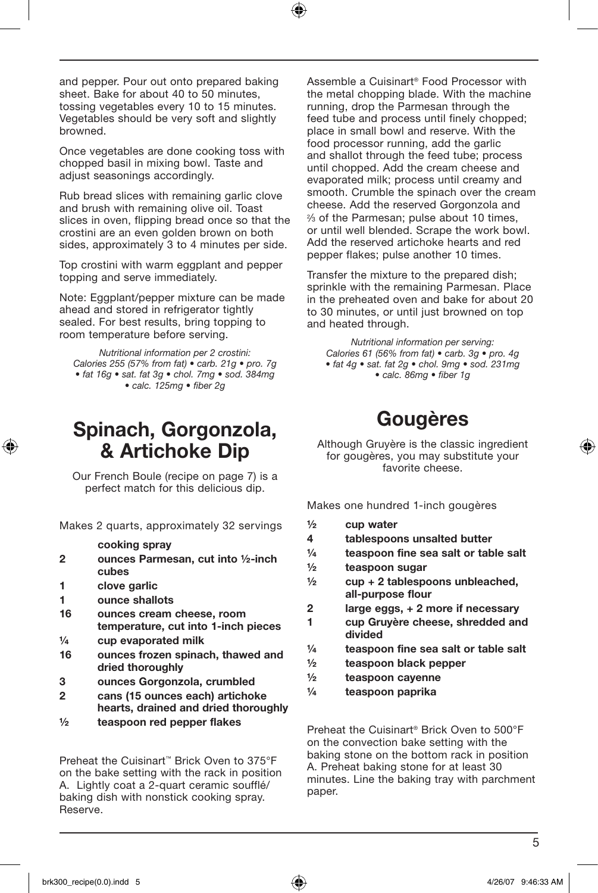and pepper. Pour out onto prepared baking sheet. Bake for about 40 to 50 minutes, tossing vegetables every 10 to 15 minutes. Vegetables should be very soft and slightly browned.

Once vegetables are done cooking toss with chopped basil in mixing bowl. Taste and adjust seasonings accordingly.

Rub bread slices with remaining garlic clove and brush with remaining olive oil. Toast slices in oven, flipping bread once so that the crostini are an even golden brown on both sides, approximately 3 to 4 minutes per side.

Top crostini with warm eggplant and pepper topping and serve immediately.

Note: Eggplant/pepper mixture can be made ahead and stored in refrigerator tightly sealed. For best results, bring topping to room temperature before serving.

*Nutritional information per 2 crostini: Calories 255 (57% from fat) • carb. 21g • pro. 7g • fat 16g • sat. fat 3g • chol. 7mg • sod. 384mg • calc. 125mg • fiber 2g*

# Spinach, Gorgonzola, & Artichoke Dip

Our French Boule (recipe on page 7) is a perfect match for this delicious dip.

Makes 2 quarts, approximately 32 servings

- **cooking spray**
- **2 ounces Parmesan, cut into ½-inch cubes**
- **1 clove garlic**
- **1 ounce shallots**
- **16 ounces cream cheese, room temperature, cut into 1-inch pieces**
- **¼ cup evaporated milk**
- **16 ounces frozen spinach, thawed and dried thoroughly**
- **3 ounces Gorgonzola, crumbled**
- **2 cans (15 ounces each) artichoke hearts, drained and dried thoroughly**
- **½ teaspoon red pepper flakes**

Preheat the Cuisinart™ Brick Oven to 375°F on the bake setting with the rack in position A. Lightly coat a 2-quart ceramic soufflé/baking dish with nonstick cooking spray. Reserve.

Assemble a Cuisinart® Food Processor with the metal chopping blade. With the machine running, drop the Parmesan through the feed tube and process until finely chopped; place in small bowl and reserve. With the food processor running, add the garlic and shallot through the feed tube; process until chopped. Add the cream cheese and evaporated milk; process until creamy and smooth. Crumble the spinach over the cream cheese. Add the reserved Gorgonzola and ⅔ of the Parmesan; pulse about 10 times, or until well blended. Scrape the work bowl. Add the reserved artichoke hearts and red pepper flakes; pulse another 10 times.

Transfer the mixture to the prepared dish; sprinkle with the remaining Parmesan. Place in the preheated oven and bake for about 20 to 30 minutes, or until just browned on top and heated through.

*Nutritional information per serving: Calories 61 (56% from fat) • carb. 3g • pro. 4g • fat 4g • sat. fat 2g • chol. 9mg • sod. 231mg • calc. 86mg • fiber 1g*

# Gougères

Although Gruyère is the classic ingredient for gougères, you may substitute your favorite cheese.

Makes one hundred 1-inch gougères

- **½ cup water**
- **4 tablespoons unsalted butter**
- **¼ teaspoon fine sea salt or table salt**
- **½ teaspoon sugar**
- **½ cup + 2 tablespoons unbleached, all-purpose flour**
- **2 large eggs, + 2 more if necessary**
- **1 cup Gruyère cheese, shredded and divided**
- **¼ teaspoon fine sea salt or table salt**
- **½ teaspoon black pepper**
- **½ teaspoon cayenne**
- **¼ teaspoon paprika**

Preheat the Cuisinart® Brick Oven to 500°F on the convection bake setting with the baking stone on the bottom rack in position A. Preheat baking stone for at least 30 minutes. Line the baking tray with parchment paper.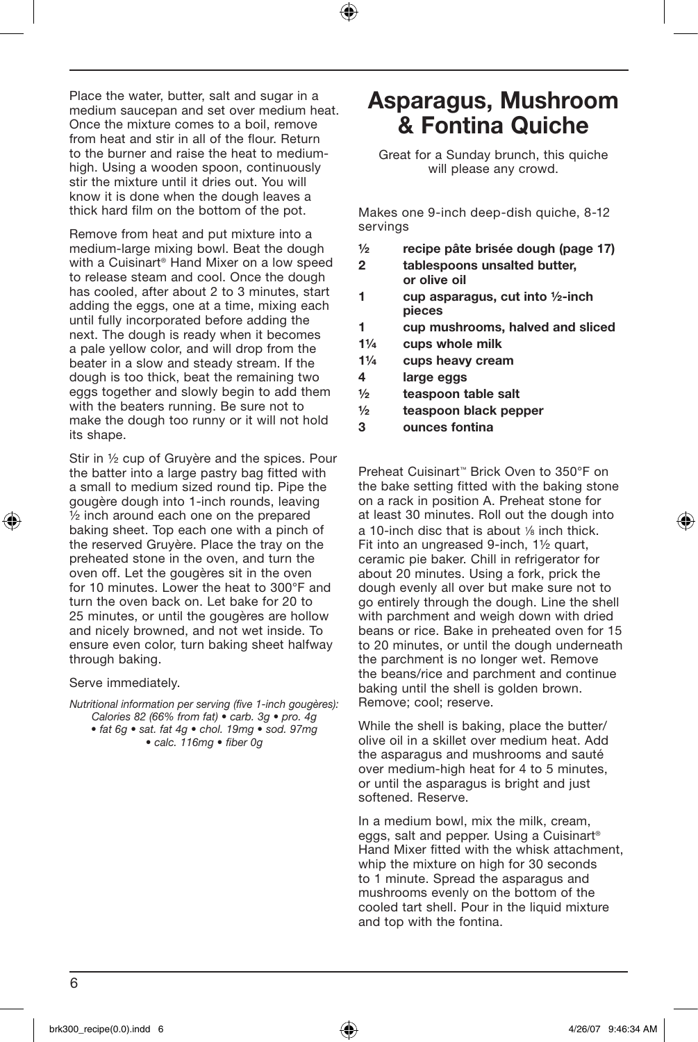Place the water, butter, salt and sugar in a medium saucepan and set over medium heat. Once the mixture comes to a boil, remove from heat and stir in all of the flour. Return to the burner and raise the heat to medium-high. Using a wooden spoon, continuously stir the mixture until it dries out. You will know it is done when the dough leaves a thick hard film on the bottom of the pot.

Remove from heat and put mixture into a medium-large mixing bowl. Beat the dough with a Cuisinart® Hand Mixer on a low speed to release steam and cool. Once the dough has cooled, after about 2 to 3 minutes, start adding the eggs, one at a time, mixing each until fully incorporated before adding the next. The dough is ready when it becomes a pale yellow color, and will drop from the beater in a slow and steady stream. If the dough is too thick, beat the remaining two eggs together and slowly begin to add them with the beaters running. Be sure not to make the dough too runny or it will not hold its shape.

Stir in ½ cup of Gruyère and the spices. Pour the batter into a large pastry bag fitted with a small to medium sized round tip. Pipe the gougère dough into 1-inch rounds, leaving ½ inch around each one on the prepared baking sheet. Top each one with a pinch of the reserved Gruyère. Place the tray on the preheated stone in the oven, and turn the oven off. Let the gougères sit in the oven for 10 minutes. Lower the heat to 300°F and turn the oven back on. Let bake for 20 to 25 minutes, or until the gougères are hollow and nicely browned, and not wet inside. To ensure even color, turn baking sheet halfway through baking.

Serve immediately.

*Nutritional information per serving (five 1-inch gougères): Calories 82 (66% from fat) • carb. 3g • pro. 4g • fat 6g • sat. fat 4g • chol. 19mg • sod. 97mg • calc. 116mg • fiber 0g*

# Asparagus, Mushroom & Fontina Quiche

Great for a Sunday brunch, this quiche will please any crowd.

Makes one 9-inch deep-dish quiche, 8-12 servings

- **½ recipe pâte brisée dough (page 17)**
- **2 tablespoons unsalted butter, or olive oil**
- **1 cup asparagus, cut into ½-inch pieces**
- **1 cup mushrooms, halved and sliced**
- **1¼ cups whole milk**
- **1¼ cups heavy cream**
- **4 large eggs**
- **½ teaspoon table salt**
- **½ teaspoon black pepper**
- **3 ounces fontina**

Preheat Cuisinart™ Brick Oven to 350°F on the bake setting fitted with the baking stone on a rack in position A. Preheat stone for at least 30 minutes. Roll out the dough into a 10-inch disc that is about ⅛ inch thick. Fit into an ungreased 9-inch, 1½ quart, ceramic pie baker. Chill in refrigerator for about 20 minutes. Using a fork, prick the dough evenly all over but make sure not to go entirely through the dough. Line the shell with parchment and weigh down with dried beans or rice. Bake in preheated oven for 15 to 20 minutes, or until the dough underneath the parchment is no longer wet. Remove the beans/rice and parchment and continue baking until the shell is golden brown. Remove; cool; reserve.

While the shell is baking, place the butter/olive oil in a skillet over medium heat. Add the asparagus and mushrooms and sauté over medium-high heat for 4 to 5 minutes, or until the asparagus is bright and just softened. Reserve.

In a medium bowl, mix the milk, cream, eggs, salt and pepper. Using a Cuisinart® Hand Mixer fitted with the whisk attachment, whip the mixture on high for 30 seconds to 1 minute. Spread the asparagus and mushrooms evenly on the bottom of the cooled tart shell. Pour in the liquid mixture and top with the fontina.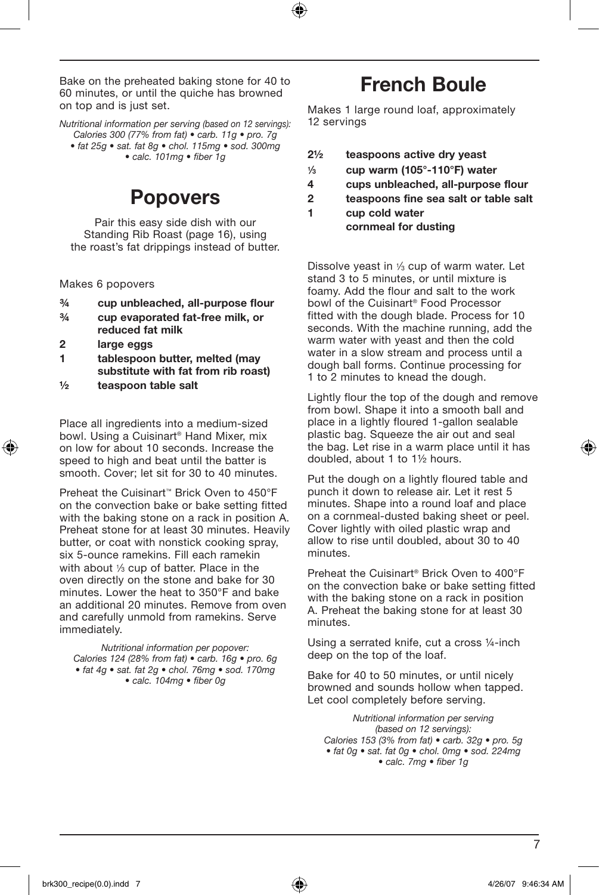Bake on the preheated baking stone for 40 to 60 minutes, or until the quiche has browned on top and is just set.

*Nutritional information per serving (based on 12 servings): Calories 300 (77% from fat) • carb. 11g • pro. 7g • fat 25g • sat. fat 8g • chol. 115mg • sod. 300mg • calc. 101mg • fiber 1g*

# Popovers

Pair this easy side dish with our Standing Rib Roast (page 16), using the roast's fat drippings instead of butter.

Makes 6 popovers

- **¾ cup unbleached, all-purpose flour**
- **¾ cup evaporated fat-free milk, or reduced fat milk**
- **2 large eggs**
- **1 tablespoon butter, melted (may substitute with fat from rib roast)**
- **½ teaspoon table salt**

Place all ingredients into a medium-sized bowl. Using a Cuisinart® Hand Mixer, mix on low for about 10 seconds. Increase the speed to high and beat until the batter is smooth. Cover; let sit for 30 to 40 minutes.

Preheat the Cuisinart™ Brick Oven to 450°F on the convection bake or bake setting fitted with the baking stone on a rack in position A. Preheat stone for at least 30 minutes. Heavily butter, or coat with nonstick cooking spray, six 5-ounce ramekins. Fill each ramekin with about ⅓ cup of batter. Place in the oven directly on the stone and bake for 30 minutes. Lower the heat to 350°F and bake an additional 20 minutes. Remove from oven and carefully unmold from ramekins. Serve immediately.

*Nutritional information per popover: Calories 124 (28% from fat) • carb. 16g • pro. 6g • fat 4g • sat. fat 2g • chol. 76mg • sod. 170mg • calc. 104mg • fiber 0g*

# French Boule

Makes 1 large round loaf, approximately 12 servings

- **2½ teaspoons active dry yeast**
- **⅓ cup warm (105°-110°F) water**
- **4 cups unbleached, all-purpose flour**
- **2 teaspoons fine sea salt or table salt**
- **1 cup cold water**
- **cornmeal for dusting**

Dissolve yeast in ⅓ cup of warm water. Let stand 3 to 5 minutes, or until mixture is foamy. Add the flour and salt to the work bowl of the Cuisinart® Food Processor fitted with the dough blade. Process for 10 seconds. With the machine running, add the warm water with yeast and then the cold water in a slow stream and process until a dough ball forms. Continue processing for 1 to 2 minutes to knead the dough.

Lightly flour the top of the dough and remove from bowl. Shape it into a smooth ball and place in a lightly floured 1-gallon sealable plastic bag. Squeeze the air out and seal the bag. Let rise in a warm place until it has doubled, about 1 to 1½ hours.

Put the dough on a lightly floured table and punch it down to release air. Let it rest 5 minutes. Shape into a round loaf and place on a cornmeal-dusted baking sheet or peel. Cover lightly with oiled plastic wrap and allow to rise until doubled, about 30 to 40 minutes.

Preheat the Cuisinart® Brick Oven to 400°F on the convection bake or bake setting fitted with the baking stone on a rack in position A. Preheat the baking stone for at least 30 minutes.

Using a serrated knife, cut a cross ¼-inch deep on the top of the loaf.

Bake for 40 to 50 minutes, or until nicely browned and sounds hollow when tapped. Let cool completely before serving.

*Nutritional information per serving (based on 12 servings): Calories 153 (3% from fat) • carb. 32g • pro. 5g • fat 0g • sat. fat 0g • chol. 0mg • sod. 224mg • calc. 7mg • fiber 1g*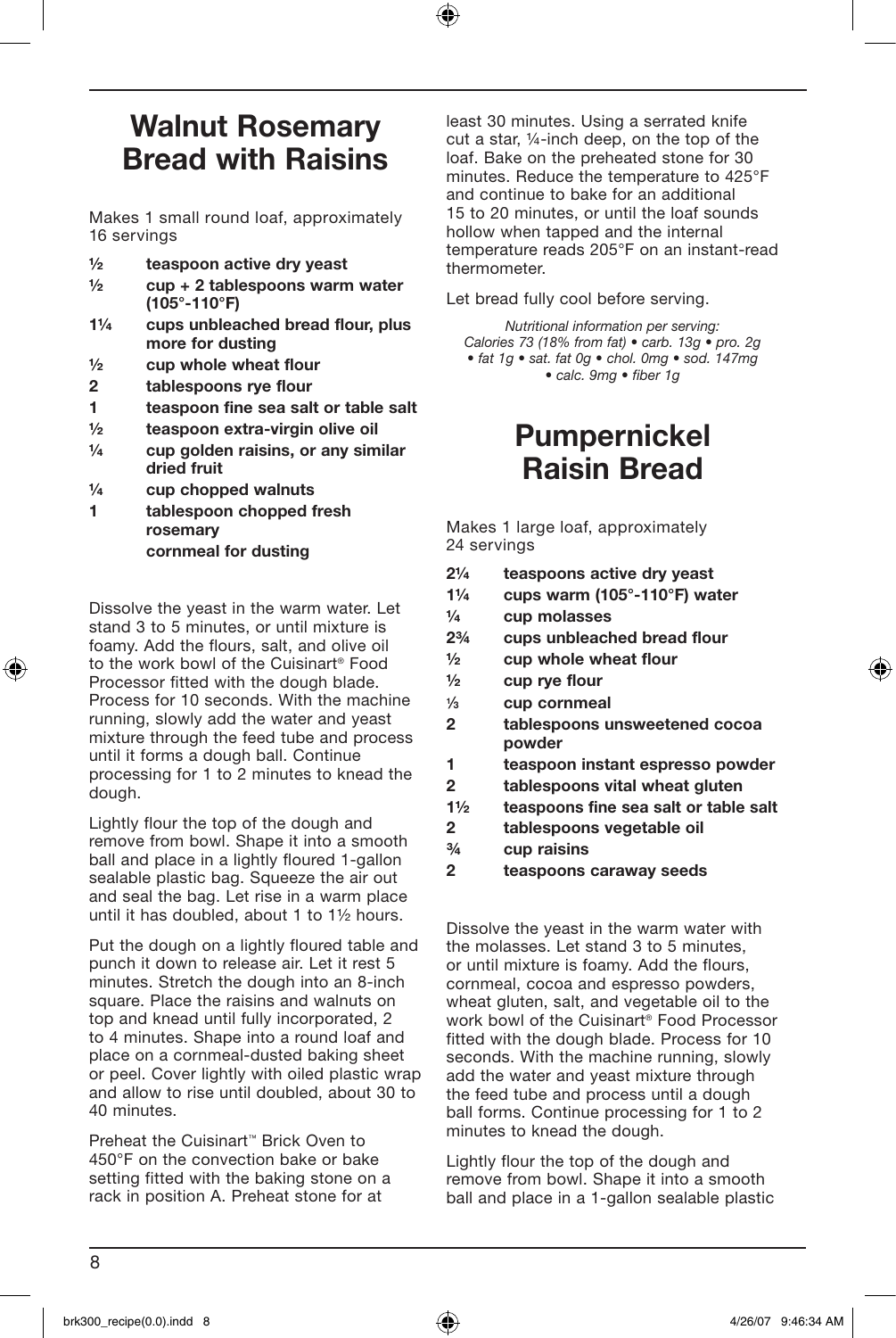## Walnut Rosemary Bread with Raisins

Makes 1 small round loaf, approximately 16 servings

- **½ teaspoon active dry yeast**
- **½ cup + 2 tablespoons warm water (105°-110°F)**
- **1¼ cups unbleached bread flour, plus more for dusting**
- **½ cup whole wheat flour**
- **2 tablespoons rye flour**
- **1 teaspoon fine sea salt or table salt**
- **½ teaspoon extra-virgin olive oil**
- **¼ cup golden raisins, or any similar dried fruit**
- **¼ cup chopped walnuts**
- **1 tablespoon chopped fresh rosemary**
- **cornmeal for dusting**

Dissolve the yeast in the warm water. Let stand 3 to 5 minutes, or until mixture is foamy. Add the flours, salt, and olive oil to the work bowl of the Cuisinart® Food Processor fitted with the dough blade. Process for 10 seconds. With the machine running, slowly add the water and yeast mixture through the feed tube and process until it forms a dough ball. Continue processing for 1 to 2 minutes to knead the dough.

Lightly flour the top of the dough and remove from bowl. Shape it into a smooth ball and place in a lightly floured 1-gallon sealable plastic bag. Squeeze the air out and seal the bag. Let rise in a warm place until it has doubled, about 1 to 1½ hours.

Put the dough on a lightly floured table and punch it down to release air. Let it rest 5 minutes. Stretch the dough into an 8-inch square. Place the raisins and walnuts on top and knead until fully incorporated, 2 to 4 minutes. Shape into a round loaf and place on a cornmeal-dusted baking sheet or peel. Cover lightly with oiled plastic wrap and allow to rise until doubled, about 30 to 40 minutes.

Preheat the Cuisinart™ Brick Oven to 450°F on the convection bake or bake setting fitted with the baking stone on a rack in position A. Preheat stone for at least 30 minutes. Using a serrated knife cut a star, ¼-inch deep, on the top of the loaf. Bake on the preheated stone for 30 minutes. Reduce the temperature to 425°F and continue to bake for an additional 15 to 20 minutes, or until the loaf sounds hollow when tapped and the internal temperature reads 205°F on an instant-read thermometer.

Let bread fully cool before serving.

*Nutritional information per serving: Calories 73 (18% from fat) • carb. 13g • pro. 2g • fat 1g • sat. fat 0g • chol. 0mg • sod. 147mg • calc. 9mg • fiber 1g*

## Pumpernickel Raisin Bread

Makes 1 large loaf, approximately 24 servings

- **2¼ teaspoons active dry yeast**
- **1¼ cups warm (105°-110°F) water**
- **¼ cup molasses**
- **2¾ cups unbleached bread flour**
- **½ cup whole wheat flour**
- **½ cup rye flour**
- **⅓ cup cornmeal**
- **2 tablespoons unsweetened cocoa powder**
- **1 teaspoon instant espresso powder**
- **2 tablespoons vital wheat gluten**
- **1½ teaspoons fine sea salt or table salt**
- **2 tablespoons vegetable oil**
- **¾ cup raisins**
- **2 teaspoons caraway seeds**

Dissolve the yeast in the warm water with the molasses. Let stand 3 to 5 minutes, or until mixture is foamy. Add the flours, cornmeal, cocoa and espresso powders, wheat gluten, salt, and vegetable oil to the work bowl of the Cuisinart® Food Processor fitted with the dough blade. Process for 10 seconds. With the machine running, slowly add the water and yeast mixture through the feed tube and process until a dough ball forms. Continue processing for 1 to 2 minutes to knead the dough.

Lightly flour the top of the dough and remove from bowl. Shape it into a smooth ball and place in a 1-gallon sealable plastic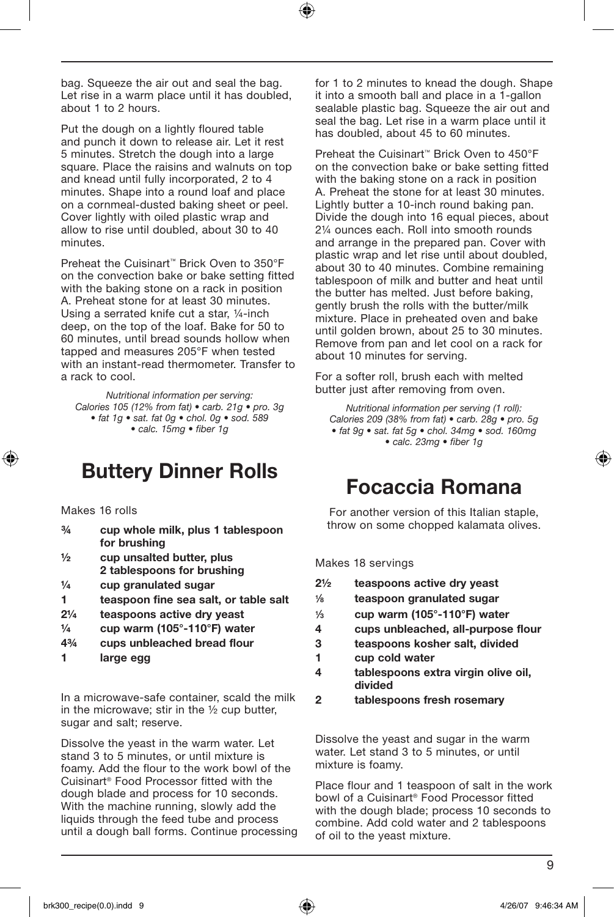bag. Squeeze the air out and seal the bag. Let rise in a warm place until it has doubled, about 1 to 2 hours.

Put the dough on a lightly floured table and punch it down to release air. Let it rest 5 minutes. Stretch the dough into a large square. Place the raisins and walnuts on top and knead until fully incorporated, 2 to 4 minutes. Shape into a round loaf and place on a cornmeal-dusted baking sheet or peel. Cover lightly with oiled plastic wrap and allow to rise until doubled, about 30 to 40 minutes.

Preheat the Cuisinart™ Brick Oven to 350°F on the convection bake or bake setting fitted with the baking stone on a rack in position A. Preheat stone for at least 30 minutes. Using a serrated knife cut a star, ¼-inch deep, on the top of the loaf. Bake for 50 to 60 minutes, until bread sounds hollow when tapped and measures 205°F when tested with an instant-read thermometer. Transfer to a rack to cool.

*Nutritional information per serving: Calories 105 (12% from fat) • carb. 21g • pro. 3g • fat 1g • sat. fat 0g • chol. 0g • sod. 589 • calc. 15mg • fiber 1g*

# Buttery Dinner Rolls

Makes 16 rolls

- **¾ cup whole milk, plus 1 tablespoon for brushing**
- **½ cup unsalted butter, plus 2 tablespoons for brushing**
- **¼ cup granulated sugar**
- **1 teaspoon fine sea salt, or table salt**
- **2¼ teaspoons active dry yeast**
- **¼ cup warm (105°-110°F) water**
- **4¾ cups unbleached bread flour**
- **1 large egg**

In a microwave-safe container, scald the milk in the microwave; stir in the ½ cup butter, sugar and salt; reserve.

Dissolve the yeast in the warm water. Let stand 3 to 5 minutes, or until mixture is foamy. Add the flour to the work bowl of the Cuisinart® Food Processor fitted with the dough blade and process for 10 seconds. With the machine running, slowly add the liquids through the feed tube and process until a dough ball forms. Continue processing for 1 to 2 minutes to knead the dough. Shape it into a smooth ball and place in a 1-gallon sealable plastic bag. Squeeze the air out and seal the bag. Let rise in a warm place until it has doubled, about 45 to 60 minutes.

Preheat the Cuisinart™ Brick Oven to 450°F on the convection bake or bake setting fitted with the baking stone on a rack in position A. Preheat the stone for at least 30 minutes. Lightly butter a 10-inch round baking pan. Divide the dough into 16 equal pieces, about 2¼ ounces each. Roll into smooth rounds and arrange in the prepared pan. Cover with plastic wrap and let rise until about doubled, about 30 to 40 minutes. Combine remaining tablespoon of milk and butter and heat until the butter has melted. Just before baking, gently brush the rolls with the butter/milk mixture. Place in preheated oven and bake until golden brown, about 25 to 30 minutes. Remove from pan and let cool on a rack for about 10 minutes for serving.

For a softer roll, brush each with melted butter just after removing from oven.

*Nutritional information per serving (1 roll): Calories 209 (38% from fat) • carb. 28g • pro. 5g • fat 9g • sat. fat 5g • chol. 34mg • sod. 160mg • calc. 23mg • fiber 1g*

# Focaccia Romana

For another version of this Italian staple, throw on some chopped kalamata olives.

Makes 18 servings

- **2½ teaspoons active dry yeast**
- **⅛ teaspoon granulated sugar**
- **⅓ cup warm (105°-110°F) water**
- **4 cups unbleached, all-purpose flour**
- **3 teaspoons kosher salt, divided**
- **1 cup cold water**
- **4 tablespoons extra virgin olive oil, divided**
- **2 tablespoons fresh rosemary**

Dissolve the yeast and sugar in the warm water. Let stand 3 to 5 minutes, or until mixture is foamy.

Place flour and 1 teaspoon of salt in the work bowl of a Cuisinart® Food Processor fitted with the dough blade; process 10 seconds to combine. Add cold water and 2 tablespoons of oil to the yeast mixture.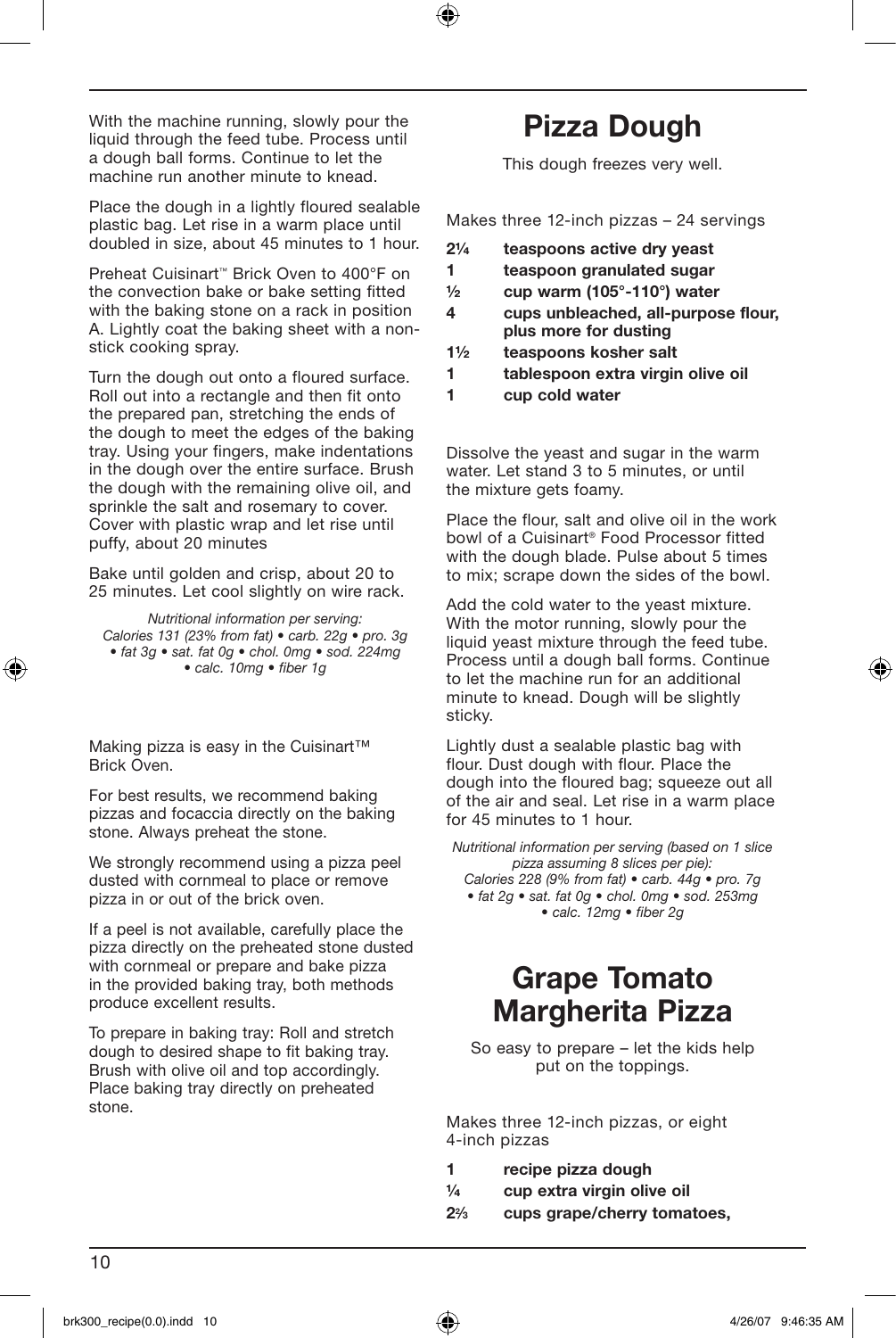With the machine running, slowly pour the liquid through the feed tube. Process until a dough ball forms. Continue to let the machine run another minute to knead.

Place the dough in a lightly floured sealable plastic bag. Let rise in a warm place until doubled in size, about 45 minutes to 1 hour.

Preheat Cuisinart™ Brick Oven to 400°F on the convection bake or bake setting fitted with the baking stone on a rack in position A. Lightly coat the baking sheet with a non-stick cooking spray.

Turn the dough out onto a floured surface. Roll out into a rectangle and then fit onto the prepared pan, stretching the ends of the dough to meet the edges of the baking tray. Using your fingers, make indentations in the dough over the entire surface. Brush the dough with the remaining olive oil, and sprinkle the salt and rosemary to cover. Cover with plastic wrap and let rise until puffy, about 20 minutes

Bake until golden and crisp, about 20 to 25 minutes. Let cool slightly on wire rack.

*Nutritional information per serving:*
*Calories 131 (23% from fat) • carb. 22g • pro. 3g • fat 3g • sat. fat 0g • chol. 0mg • sod. 224mg • calc. 10mg • fiber 1g*

Making pizza is easy in the Cuisinart™ Brick Oven.

For best results, we recommend baking pizzas and focaccia directly on the baking stone. Always preheat the stone.

We strongly recommend using a pizza peel dusted with cornmeal to place or remove pizza in or out of the brick oven.

If a peel is not available, carefully place the pizza directly on the preheated stone dusted with cornmeal or prepare and bake pizza in the provided baking tray, both methods produce excellent results.

To prepare in baking tray: Roll and stretch dough to desired shape to fit baking tray. Brush with olive oil and top accordingly. Place baking tray directly on preheated stone.

# Pizza Dough

This dough freezes very well.

Makes three 12-inch pizzas – 24 servings

- **2¼ teaspoons active dry yeast**
- **1 teaspoon granulated sugar**
- **½ cup warm (105°-110°) water**
- **4 cups unbleached, all-purpose flour, plus more for dusting**
- **1½ teaspoons kosher salt**
- **1 tablespoon extra virgin olive oil**
- **1 cup cold water**

Dissolve the yeast and sugar in the warm water. Let stand 3 to 5 minutes, or until the mixture gets foamy.

Place the flour, salt and olive oil in the work bowl of a Cuisinart® Food Processor fitted with the dough blade. Pulse about 5 times to mix; scrape down the sides of the bowl.

Add the cold water to the yeast mixture. With the motor running, slowly pour the liquid yeast mixture through the feed tube. Process until a dough ball forms. Continue to let the machine run for an additional minute to knead. Dough will be slightly sticky.

Lightly dust a sealable plastic bag with flour. Dust dough with flour. Place the dough into the floured bag; squeeze out all of the air and seal. Let rise in a warm place for 45 minutes to 1 hour.

*Nutritional information per serving (based on 1 slice pizza assuming 8 slices per pie):*
*Calories 228 (9% from fat) • carb. 44g • pro. 7g • fat 2g • sat. fat 0g • chol. 0mg • sod. 253mg • calc. 12mg • fiber 2g*

# Grape Tomato Margherita Pizza

So easy to prepare – let the kids help put on the toppings.

Makes three 12-inch pizzas, or eight 4-inch pizzas

- **1 recipe pizza dough**
- **¼ cup extra virgin olive oil**
- **2⅔ cups grape/cherry tomatoes,**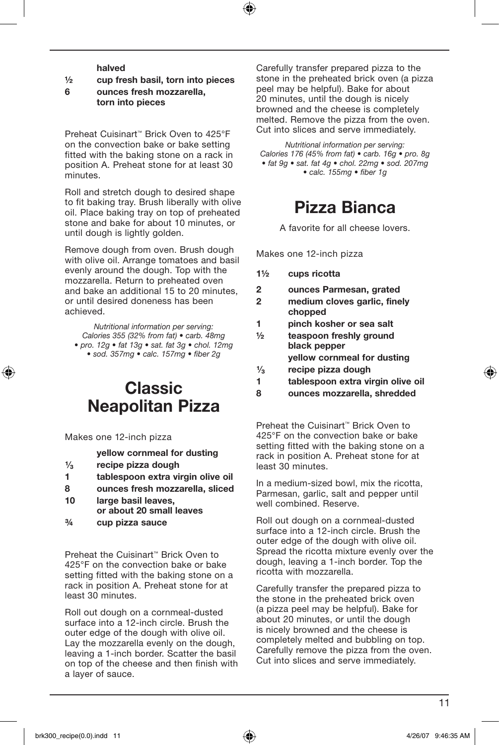**halved**

**½ cup fresh basil, torn into pieces**

**6 ounces fresh mozzarella, torn into pieces**

Preheat Cuisinart™ Brick Oven to 425°F on the convection bake or bake setting fitted with the baking stone on a rack in position A. Preheat stone for at least 30 minutes.

Roll and stretch dough to desired shape to fit baking tray. Brush liberally with olive oil. Place baking tray on top of preheated stone and bake for about 10 minutes, or until dough is lightly golden.

Remove dough from oven. Brush dough with olive oil. Arrange tomatoes and basil evenly around the dough. Top with the mozzarella. Return to preheated oven and bake an additional 15 to 20 minutes, or until desired doneness has been achieved.

*Nutritional information per serving: Calories 355 (32% from fat) • carb. 48mg • pro. 12g • fat 13g • sat. fat 3g • chol. 12mg • sod. 357mg • calc. 157mg • fiber 2g*

# Classic Neapolitan Pizza

Makes one 12-inch pizza

**yellow cornmeal for dusting**

**⅓ recipe pizza dough**

**1 tablespoon extra virgin olive oil**

**8 ounces fresh mozzarella, sliced**

**10 large basil leaves, or about 20 small leaves**

**¾ cup pizza sauce**

Preheat the Cuisinart™ Brick Oven to 425°F on the convection bake or bake setting fitted with the baking stone on a rack in position A. Preheat stone for at least 30 minutes.

Roll out dough on a cornmeal-dusted surface into a 12-inch circle. Brush the outer edge of the dough with olive oil. Lay the mozzarella evenly on the dough, leaving a 1-inch border. Scatter the basil on top of the cheese and then finish with a layer of sauce.

Carefully transfer prepared pizza to the stone in the preheated brick oven (a pizza peel may be helpful). Bake for about 20 minutes, until the dough is nicely browned and the cheese is completely melted. Remove the pizza from the oven. Cut into slices and serve immediately.

*Nutritional information per serving: Calories 176 (45% from fat) • carb. 16g • pro. 8g • fat 9g • sat. fat 4g • chol. 22mg • sod. 207mg • calc. 155mg • fiber 1g*

# Pizza Bianca

A favorite for all cheese lovers.

Makes one 12-inch pizza

**1½ cups ricotta**

**2 ounces Parmesan, grated**

**2 medium cloves garlic, finely chopped**

**1 pinch kosher or sea salt**

**½ teaspoon freshly ground black pepper**

**yellow cornmeal for dusting**

**⅓ recipe pizza dough**

**1 tablespoon extra virgin olive oil**

**8 ounces mozzarella, shredded**

Preheat the Cuisinart™ Brick Oven to 425°F on the convection bake or bake setting fitted with the baking stone on a rack in position A. Preheat stone for at least 30 minutes.

In a medium-sized bowl, mix the ricotta, Parmesan, garlic, salt and pepper until well combined. Reserve.

Roll out dough on a cornmeal-dusted surface into a 12-inch circle. Brush the outer edge of the dough with olive oil. Spread the ricotta mixture evenly over the dough, leaving a 1-inch border. Top the ricotta with mozzarella.

Carefully transfer the prepared pizza to the stone in the preheated brick oven (a pizza peel may be helpful). Bake for about 20 minutes, or until the dough is nicely browned and the cheese is completely melted and bubbling on top. Carefully remove the pizza from the oven. Cut into slices and serve immediately.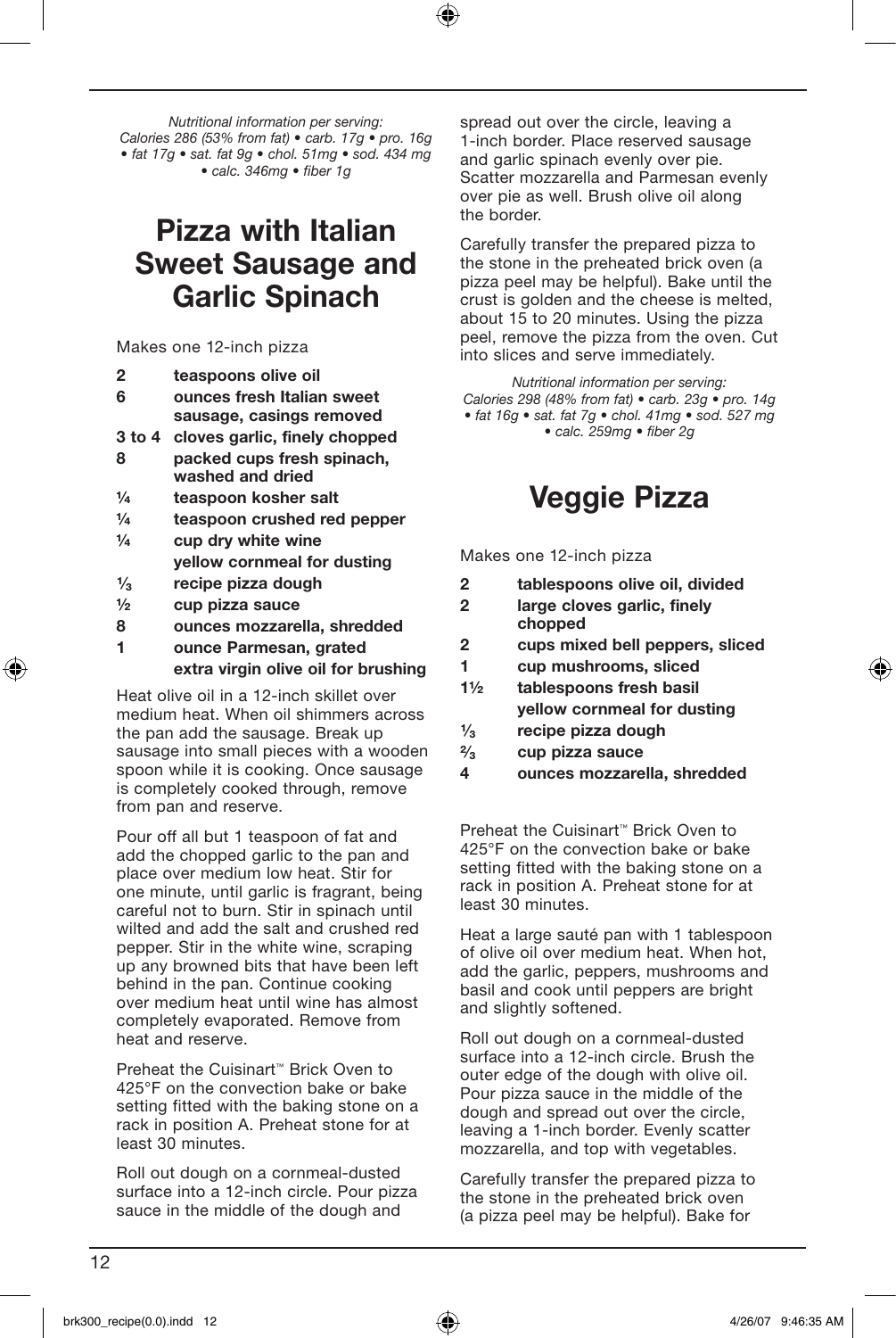*Nutritional information per serving:*
*Calories 286 (53% from fat) • carb. 17g • pro. 16g • fat 17g • sat. fat 9g • chol. 51mg • sod. 434 mg • calc. 346mg • fiber 1g*

# Pizza with Italian Sweet Sausage and Garlic Spinach

Makes one 12-inch pizza

- **2 teaspoons olive oil**
- **6 ounces fresh Italian sweet sausage, casings removed**
- **3 to 4 cloves garlic, finely chopped**
- **8 packed cups fresh spinach, washed and dried**
- **¼ teaspoon kosher salt**
- **¼ teaspoon crushed red pepper**
- **¼ cup dry white wine**
- **yellow cornmeal for dusting**
- **⅓ recipe pizza dough**
- **½ cup pizza sauce**
- **8 ounces mozzarella, shredded**
- **1 ounce Parmesan, grated**
- **extra virgin olive oil for brushing**

Heat olive oil in a 12-inch skillet over medium heat. When oil shimmers across the pan add the sausage. Break up sausage into small pieces with a wooden spoon while it is cooking. Once sausage is completely cooked through, remove from pan and reserve.

Pour off all but 1 teaspoon of fat and add the chopped garlic to the pan and place over medium low heat. Stir for one minute, until garlic is fragrant, being careful not to burn. Stir in spinach until wilted and add the salt and crushed red pepper. Stir in the white wine, scraping up any browned bits that have been left behind in the pan. Continue cooking over medium heat until wine has almost completely evaporated. Remove from heat and reserve.

Preheat the Cuisinart™ Brick Oven to 425°F on the convection bake or bake setting fitted with the baking stone on a rack in position A. Preheat stone for at least 30 minutes.

Roll out dough on a cornmeal-dusted surface into a 12-inch circle. Pour pizza sauce in the middle of the dough and spread out over the circle, leaving a 1-inch border. Place reserved sausage and garlic spinach evenly over pie. Scatter mozzarella and Parmesan evenly over pie as well. Brush olive oil along the border.

Carefully transfer the prepared pizza to the stone in the preheated brick oven (a pizza peel may be helpful). Bake until the crust is golden and the cheese is melted, about 15 to 20 minutes. Using the pizza peel, remove the pizza from the oven. Cut into slices and serve immediately.

*Nutritional information per serving:*
*Calories 298 (48% from fat) • carb. 23g • pro. 14g • fat 16g • sat. fat 7g • chol. 41mg • sod. 527 mg • calc. 259mg • fiber 2g*

# Veggie Pizza

Makes one 12-inch pizza

- **2 tablespoons olive oil, divided**
- **2 large cloves garlic, finely chopped**
- **2 cups mixed bell peppers, sliced**
- **1 cup mushrooms, sliced**
- **1½ tablespoons fresh basil**
- **yellow cornmeal for dusting**
- **⅓ recipe pizza dough**
- **⅔ cup pizza sauce**
- **4 ounces mozzarella, shredded**

Preheat the Cuisinart™ Brick Oven to 425°F on the convection bake or bake setting fitted with the baking stone on a rack in position A. Preheat stone for at least 30 minutes.

Heat a large sauté pan with 1 tablespoon of olive oil over medium heat. When hot, add the garlic, peppers, mushrooms and basil and cook until peppers are bright and slightly softened.

Roll out dough on a cornmeal-dusted surface into a 12-inch circle. Brush the outer edge of the dough with olive oil. Pour pizza sauce in the middle of the dough and spread out over the circle, leaving a 1-inch border. Evenly scatter mozzarella, and top with vegetables.

Carefully transfer the prepared pizza to the stone in the preheated brick oven (a pizza peel may be helpful). Bake for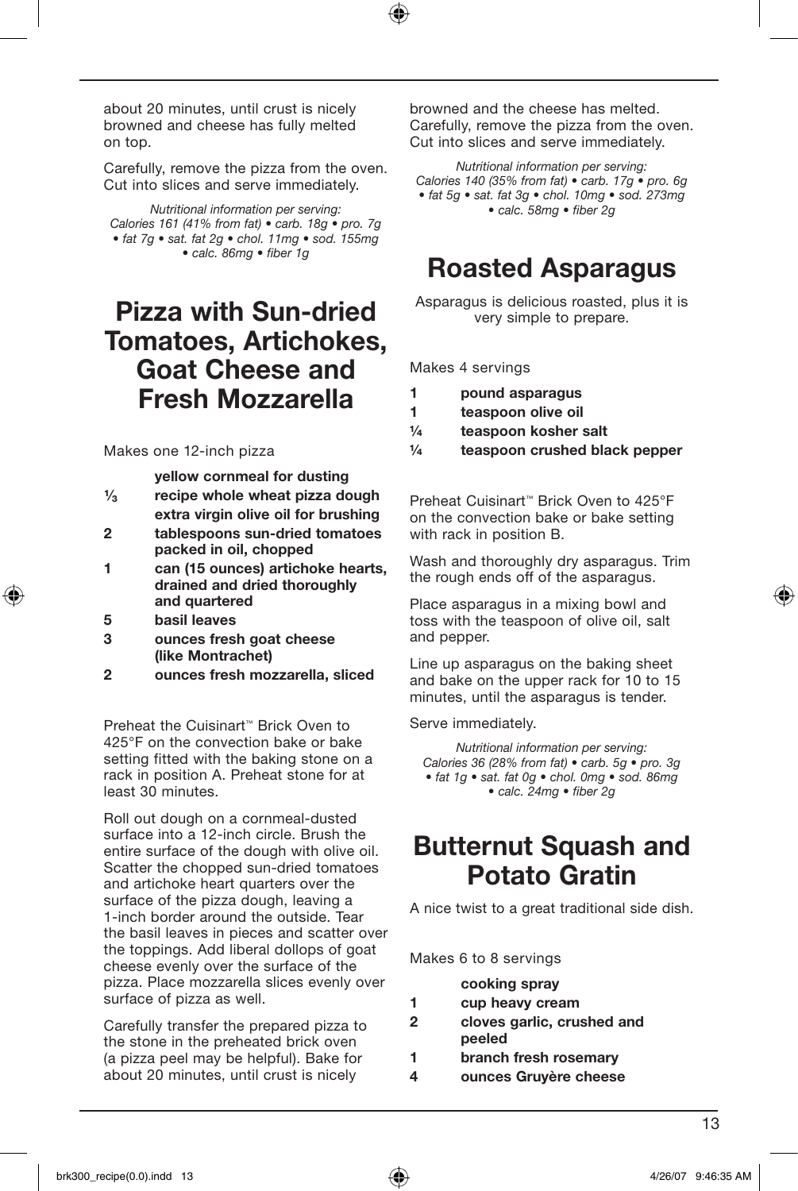about 20 minutes, until crust is nicely browned and cheese has fully melted on top.

Carefully, remove the pizza from the oven. Cut into slices and serve immediately.

*Nutritional information per serving: Calories 161 (41% from fat) • carb. 18g • pro. 7g • fat 7g • sat. fat 2g • chol. 11mg • sod. 155mg • calc. 86mg • fiber 1g*

# Pizza with Sun-dried Tomatoes, Artichokes, Goat Cheese and Fresh Mozzarella

Makes one 12-inch pizza

- **yellow cornmeal for dusting**
- **⅓ recipe whole wheat pizza dough**
- **extra virgin olive oil for brushing**
- **2 tablespoons sun-dried tomatoes packed in oil, chopped**
- **1 can (15 ounces) artichoke hearts, drained and dried thoroughly and quartered**
- **5 basil leaves**
- **3 ounces fresh goat cheese (like Montrachet)**
- **2 ounces fresh mozzarella, sliced**

Preheat the Cuisinart™ Brick Oven to 425°F on the convection bake or bake setting fitted with the baking stone on a rack in position A. Preheat stone for at least 30 minutes.

Roll out dough on a cornmeal-dusted surface into a 12-inch circle. Brush the entire surface of the dough with olive oil. Scatter the chopped sun-dried tomatoes and artichoke heart quarters over the surface of the pizza dough, leaving a 1-inch border around the outside. Tear the basil leaves in pieces and scatter over the toppings. Add liberal dollops of goat cheese evenly over the surface of the pizza. Place mozzarella slices evenly over surface of pizza as well.

Carefully transfer the prepared pizza to the stone in the preheated brick oven (a pizza peel may be helpful). Bake for about 20 minutes, until crust is nicely browned and the cheese has melted. Carefully, remove the pizza from the oven. Cut into slices and serve immediately.

*Nutritional information per serving: Calories 140 (35% from fat) • carb. 17g • pro. 6g • fat 5g • sat. fat 3g • chol. 10mg • sod. 273mg • calc. 58mg • fiber 2g*

# Roasted Asparagus

Asparagus is delicious roasted, plus it is very simple to prepare.

Makes 4 servings

- **1 pound asparagus**
- **1 teaspoon olive oil**
- **¼ teaspoon kosher salt**
- **¼ teaspoon crushed black pepper**

Preheat Cuisinart™ Brick Oven to 425°F on the convection bake or bake setting with rack in position B.

Wash and thoroughly dry asparagus. Trim the rough ends off of the asparagus.

Place asparagus in a mixing bowl and toss with the teaspoon of olive oil, salt and pepper.

Line up asparagus on the baking sheet and bake on the upper rack for 10 to 15 minutes, until the asparagus is tender.

Serve immediately.

*Nutritional information per serving: Calories 36 (28% from fat) • carb. 5g • pro. 3g • fat 1g • sat. fat 0g • chol. 0mg • sod. 86mg • calc. 24mg • fiber 2g*

# Butternut Squash and Potato Gratin

A nice twist to a great traditional side dish.

Makes 6 to 8 servings

- **cooking spray**
- **1 cup heavy cream**
- **2 cloves garlic, crushed and peeled**
- **1 branch fresh rosemary**
- **4 ounces Gruyère cheese**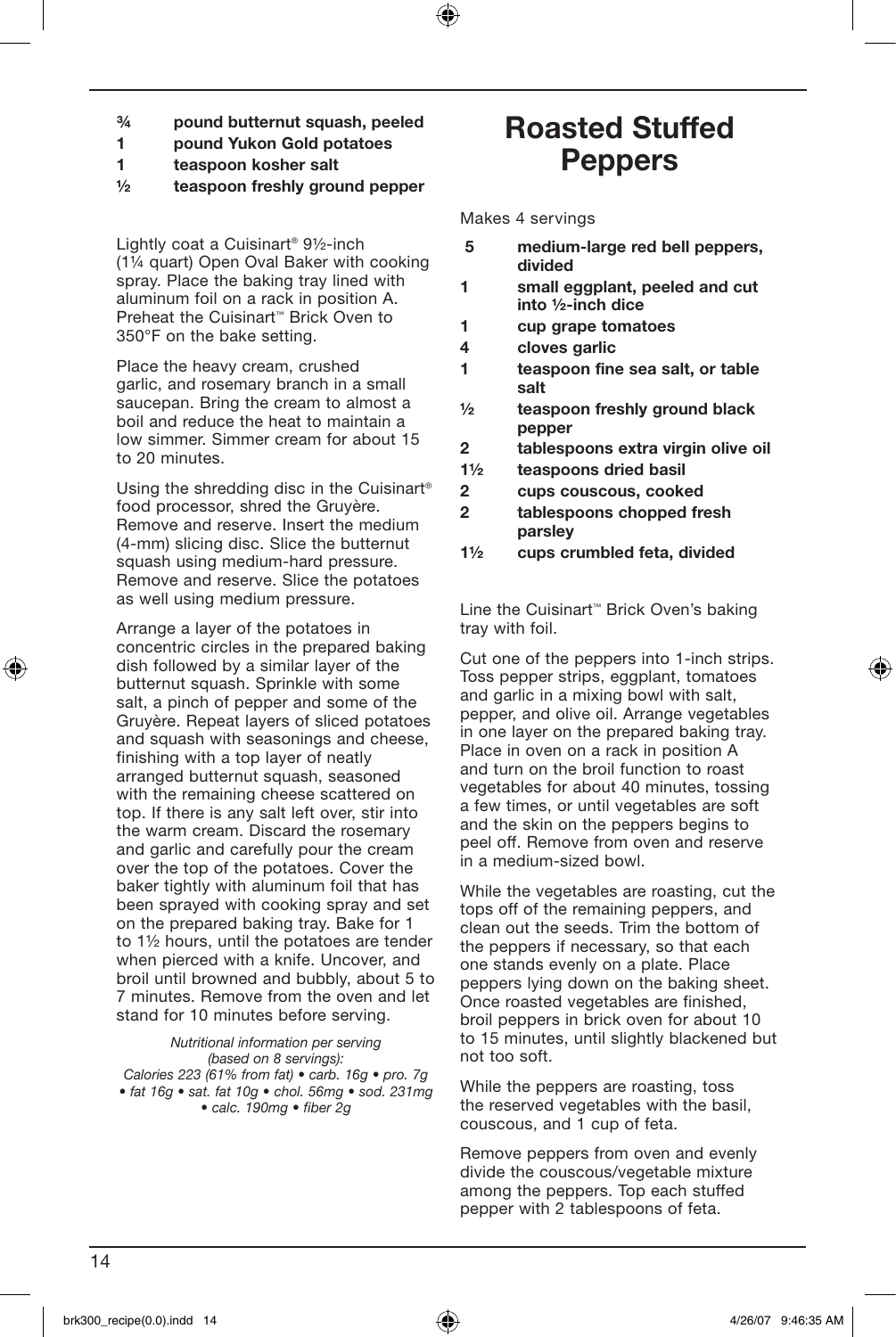¾ **pound butternut squash, peeled**
1 **pound Yukon Gold potatoes**
1 **teaspoon kosher salt**
½ **teaspoon freshly ground pepper**

Lightly coat a Cuisinart® 9½-inch (1¼ quart) Open Oval Baker with cooking spray. Place the baking tray lined with aluminum foil on a rack in position A. Preheat the Cuisinart™ Brick Oven to 350°F on the bake setting.

Place the heavy cream, crushed garlic, and rosemary branch in a small saucepan. Bring the cream to almost a boil and reduce the heat to maintain a low simmer. Simmer cream for about 15 to 20 minutes.

Using the shredding disc in the Cuisinart® food processor, shred the Gruyère. Remove and reserve. Insert the medium (4-mm) slicing disc. Slice the butternut squash using medium-hard pressure. Remove and reserve. Slice the potatoes as well using medium pressure.

Arrange a layer of the potatoes in concentric circles in the prepared baking dish followed by a similar layer of the butternut squash. Sprinkle with some salt, a pinch of pepper and some of the Gruyère. Repeat layers of sliced potatoes and squash with seasonings and cheese, finishing with a top layer of neatly arranged butternut squash, seasoned with the remaining cheese scattered on top. If there is any salt left over, stir into the warm cream. Discard the rosemary and garlic and carefully pour the cream over the top of the potatoes. Cover the baker tightly with aluminum foil that has been sprayed with cooking spray and set on the prepared baking tray. Bake for 1 to 1½ hours, until the potatoes are tender when pierced with a knife. Uncover, and broil until browned and bubbly, about 5 to 7 minutes. Remove from the oven and let stand for 10 minutes before serving.

*Nutritional information per serving (based on 8 servings):*
*Calories 223 (61% from fat) • carb. 16g • pro. 7g • fat 16g • sat. fat 10g • chol. 56mg • sod. 231mg • calc. 190mg • fiber 2g*

# Roasted Stuffed Peppers

Makes 4 servings

5 **medium-large red bell peppers, divided**
1 **small eggplant, peeled and cut into ½-inch dice**
1 **cup grape tomatoes**
4 **cloves garlic**
1 **teaspoon fine sea salt, or table salt**
½ **teaspoon freshly ground black pepper**
2 **tablespoons extra virgin olive oil**
1½ **teaspoons dried basil**
2 **cups couscous, cooked**
2 **tablespoons chopped fresh parsley**
1½ **cups crumbled feta, divided**

Line the Cuisinart™ Brick Oven's baking tray with foil.

Cut one of the peppers into 1-inch strips. Toss pepper strips, eggplant, tomatoes and garlic in a mixing bowl with salt, pepper, and olive oil. Arrange vegetables in one layer on the prepared baking tray. Place in oven on a rack in position A and turn on the broil function to roast vegetables for about 40 minutes, tossing a few times, or until vegetables are soft and the skin on the peppers begins to peel off. Remove from oven and reserve in a medium-sized bowl.

While the vegetables are roasting, cut the tops off of the remaining peppers, and clean out the seeds. Trim the bottom of the peppers if necessary, so that each one stands evenly on a plate. Place peppers lying down on the baking sheet. Once roasted vegetables are finished, broil peppers in brick oven for about 10 to 15 minutes, until slightly blackened but not too soft.

While the peppers are roasting, toss the reserved vegetables with the basil, couscous, and 1 cup of feta.

Remove peppers from oven and evenly divide the couscous/vegetable mixture among the peppers. Top each stuffed pepper with 2 tablespoons of feta.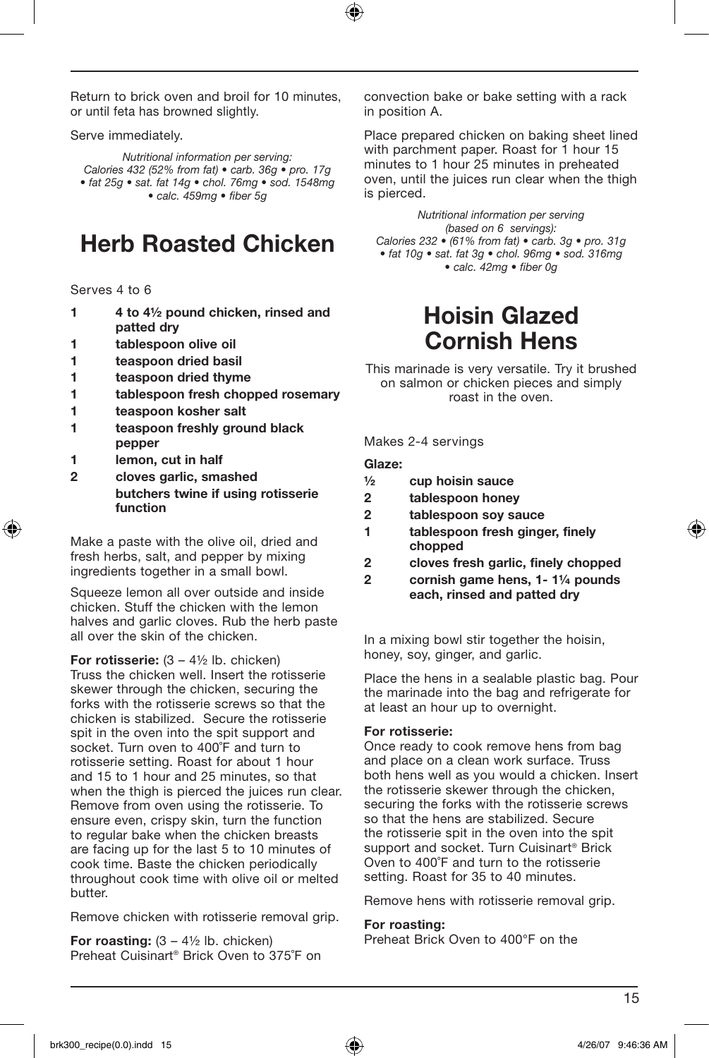Return to brick oven and broil for 10 minutes, or until feta has browned slightly.

Serve immediately.

*Nutritional information per serving:*
*Calories 432 (52% from fat) • carb. 36g • pro. 17g • fat 25g • sat. fat 14g • chol. 76mg • sod. 1548mg • calc. 459mg • fiber 5g*

# Herb Roasted Chicken

Serves 4 to 6

- **1 4 to 4½ pound chicken, rinsed and patted dry**
- **1 tablespoon olive oil**
- **1 teaspoon dried basil**
- **1 teaspoon dried thyme**
- **1 tablespoon fresh chopped rosemary**
- **1 teaspoon kosher salt**
- **1 teaspoon freshly ground black pepper**
- **1 lemon, cut in half**
- **2 cloves garlic, smashed**
- **butchers twine if using rotisserie function**

Make a paste with the olive oil, dried and fresh herbs, salt, and pepper by mixing ingredients together in a small bowl.

Squeeze lemon all over outside and inside chicken. Stuff the chicken with the lemon halves and garlic cloves. Rub the herb paste all over the skin of the chicken.

**For rotisserie:** (3 – 4½ lb. chicken)
Truss the chicken well. Insert the rotisserie skewer through the chicken, securing the forks with the rotisserie screws so that the chicken is stabilized. Secure the rotisserie spit in the oven into the spit support and socket. Turn oven to 400˚F and turn to rotisserie setting. Roast for about 1 hour and 15 to 1 hour and 25 minutes, so that when the thigh is pierced the juices run clear. Remove from oven using the rotisserie. To ensure even, crispy skin, turn the function to regular bake when the chicken breasts are facing up for the last 5 to 10 minutes of cook time. Baste the chicken periodically throughout cook time with olive oil or melted butter.

Remove chicken with rotisserie removal grip.

**For roasting:** (3 – 4½ lb. chicken)
Preheat Cuisinart® Brick Oven to 375˚F on convection bake or bake setting with a rack in position A.

Place prepared chicken on baking sheet lined with parchment paper. Roast for 1 hour 15 minutes to 1 hour 25 minutes in preheated oven, until the juices run clear when the thigh is pierced.

*Nutritional information per serving (based on 6 servings):*
*Calories 232 • (61% from fat) • carb. 3g • pro. 31g • fat 10g • sat. fat 3g • chol. 96mg • sod. 316mg • calc. 42mg • fiber 0g*

# Hoisin Glazed Cornish Hens

This marinade is very versatile. Try it brushed on salmon or chicken pieces and simply roast in the oven.

Makes 2-4 servings

**Glaze:**

- **½ cup hoisin sauce**
- **2 tablespoon honey**
- **2 tablespoon soy sauce**
- **1 tablespoon fresh ginger, finely chopped**
- **2 cloves fresh garlic, finely chopped**
- **2 cornish game hens, 1- 1¼ pounds each, rinsed and patted dry**

In a mixing bowl stir together the hoisin, honey, soy, ginger, and garlic.

Place the hens in a sealable plastic bag. Pour the marinade into the bag and refrigerate for at least an hour up to overnight.

**For rotisserie:**
Once ready to cook remove hens from bag and place on a clean work surface. Truss both hens well as you would a chicken. Insert the rotisserie skewer through the chicken, securing the forks with the rotisserie screws so that the hens are stabilized. Secure the rotisserie spit in the oven into the spit support and socket. Turn Cuisinart® Brick Oven to 400˚F and turn to the rotisserie setting. Roast for 35 to 40 minutes.

Remove hens with rotisserie removal grip.

**For roasting:**
Preheat Brick Oven to 400°F on the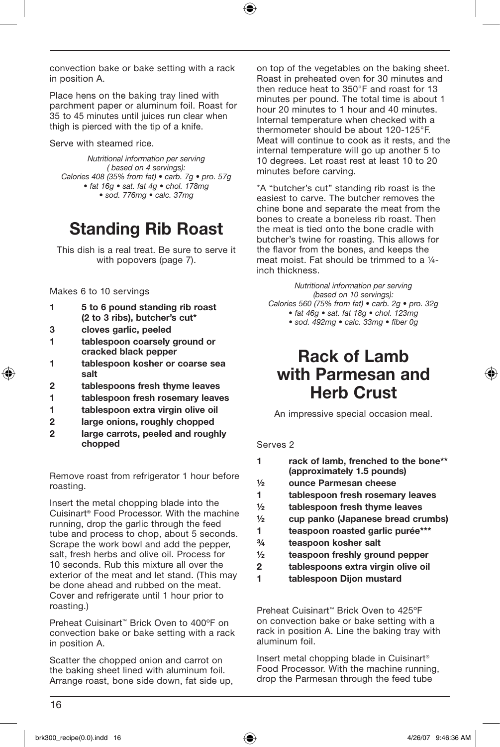convection bake or bake setting with a rack in position A.

Place hens on the baking tray lined with parchment paper or aluminum foil. Roast for 35 to 45 minutes until juices run clear when thigh is pierced with the tip of a knife.

Serve with steamed rice.

*Nutritional information per serving ( based on 4 servings): Calories 408 (35% from fat) • carb. 7g • pro. 57g • fat 16g • sat. fat 4g • chol. 178mg • sod. 776mg • calc. 37mg*

# Standing Rib Roast

This dish is a real treat. Be sure to serve it with popovers (page 7).

Makes 6 to 10 servings

- **1 5 to 6 pound standing rib roast (2 to 3 ribs), butcher's cut***
- **3 cloves garlic, peeled**
- **1 tablespoon coarsely ground or cracked black pepper**
- **1 tablespoon kosher or coarse sea salt**
- **2 tablespoons fresh thyme leaves**
- **1 tablespoon fresh rosemary leaves**
- **1 tablespoon extra virgin olive oil**
- **2 large onions, roughly chopped**
- **2 large carrots, peeled and roughly chopped**

Remove roast from refrigerator 1 hour before roasting.

Insert the metal chopping blade into the Cuisinart® Food Processor. With the machine running, drop the garlic through the feed tube and process to chop, about 5 seconds. Scrape the work bowl and add the pepper, salt, fresh herbs and olive oil. Process for 10 seconds. Rub this mixture all over the exterior of the meat and let stand. (This may be done ahead and rubbed on the meat. Cover and refrigerate until 1 hour prior to roasting.)

Preheat Cuisinart™ Brick Oven to 400ºF on convection bake or bake setting with a rack in position A.

Scatter the chopped onion and carrot on the baking sheet lined with aluminum foil. Arrange roast, bone side down, fat side up, on top of the vegetables on the baking sheet. Roast in preheated oven for 30 minutes and then reduce heat to 350°F and roast for 13 minutes per pound. The total time is about 1 hour 20 minutes to 1 hour and 40 minutes. Internal temperature when checked with a thermometer should be about 120-125°F. Meat will continue to cook as it rests, and the internal temperature will go up another 5 to 10 degrees. Let roast rest at least 10 to 20 minutes before carving.

*A "butcher's cut" standing rib roast is the easiest to carve. The butcher removes the chine bone and separate the meat from the bones to create a boneless rib roast. Then the meat is tied onto the bone cradle with butcher's twine for roasting. This allows for the flavor from the bones, and keeps the meat moist. Fat should be trimmed to a ¼-inch thickness.

*Nutritional information per serving (based on 10 servings): Calories 560 (75% from fat) • carb. 2g • pro. 32g • fat 46g • sat. fat 18g • chol. 123mg • sod. 492mg • calc. 33mg • fiber 0g*

# Rack of Lamb with Parmesan and Herb Crust

An impressive special occasion meal.

Serves 2

- **1 rack of lamb, frenched to the bone** (approximately 1.5 pounds)**
- **½ ounce Parmesan cheese**
- **1 tablespoon fresh rosemary leaves**
- **½ tablespoon fresh thyme leaves**
- **½ cup panko (Japanese bread crumbs)**
- **1 teaspoon roasted garlic purée*****
- **¾ teaspoon kosher salt**
- **½ teaspoon freshly ground pepper**
- **2 tablespoons extra virgin olive oil**
- **1 tablespoon Dijon mustard**

Preheat Cuisinart™ Brick Oven to 425ºF on convection bake or bake setting with a rack in position A. Line the baking tray with aluminum foil.

Insert metal chopping blade in Cuisinart® Food Processor. With the machine running, drop the Parmesan through the feed tube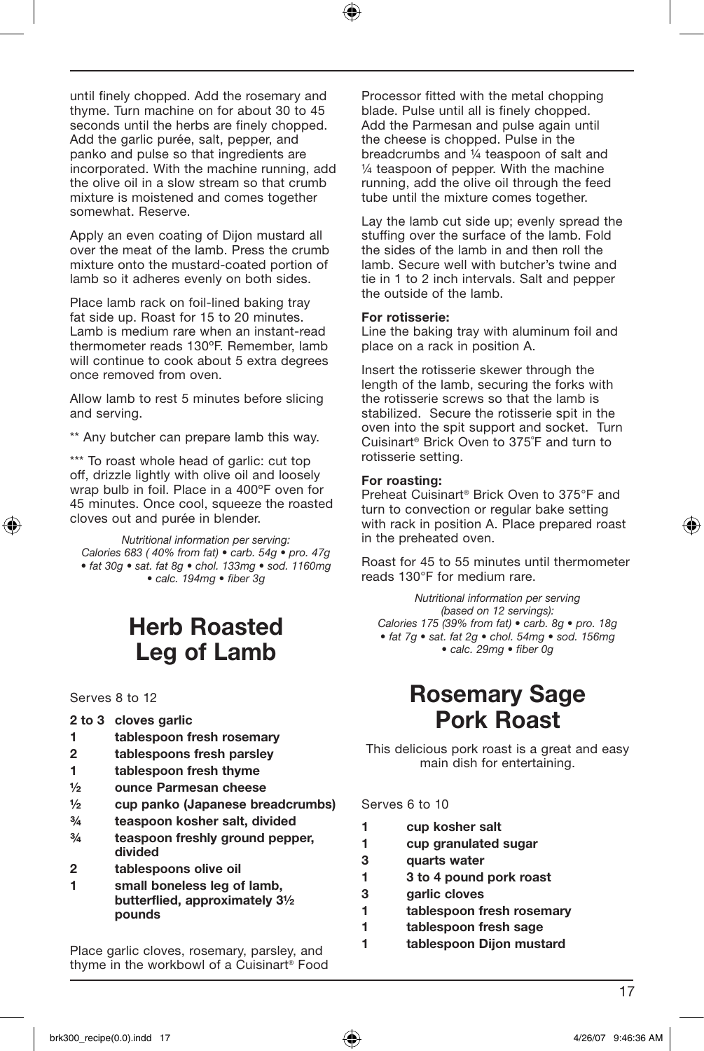until finely chopped. Add the rosemary and thyme. Turn machine on for about 30 to 45 seconds until the herbs are finely chopped. Add the garlic purée, salt, pepper, and panko and pulse so that ingredients are incorporated. With the machine running, add the olive oil in a slow stream so that crumb mixture is moistened and comes together somewhat. Reserve.

Apply an even coating of Dijon mustard all over the meat of the lamb. Press the crumb mixture onto the mustard-coated portion of lamb so it adheres evenly on both sides.

Place lamb rack on foil-lined baking tray fat side up. Roast for 15 to 20 minutes. Lamb is medium rare when an instant-read thermometer reads 130ºF. Remember, lamb will continue to cook about 5 extra degrees once removed from oven.

Allow lamb to rest 5 minutes before slicing and serving.

** Any butcher can prepare lamb this way.

*** To roast whole head of garlic: cut top off, drizzle lightly with olive oil and loosely wrap bulb in foil. Place in a 400ºF oven for 45 minutes. Once cool, squeeze the roasted cloves out and purée in blender.

*Nutritional information per serving:*
*Calories 683 ( 40% from fat) • carb. 54g • pro. 47g • fat 30g • sat. fat 8g • chol. 133mg • sod. 1160mg • calc. 194mg • fiber 3g*

# Herb Roasted Leg of Lamb

Serves 8 to 12

- **2 to 3 cloves garlic**
- **1 tablespoon fresh rosemary**
- **2 tablespoons fresh parsley**
- **1 tablespoon fresh thyme**
- **½ ounce Parmesan cheese**
- **½ cup panko (Japanese breadcrumbs)**
- **¾ teaspoon kosher salt, divided**
- **¾ teaspoon freshly ground pepper, divided**
- **2 tablespoons olive oil**
- **1 small boneless leg of lamb, butterflied, approximately 3½ pounds**

Place garlic cloves, rosemary, parsley, and thyme in the workbowl of a Cuisinart® Food Processor fitted with the metal chopping blade. Pulse until all is finely chopped. Add the Parmesan and pulse again until the cheese is chopped. Pulse in the breadcrumbs and ¼ teaspoon of salt and ¼ teaspoon of pepper. With the machine running, add the olive oil through the feed tube until the mixture comes together.

Lay the lamb cut side up; evenly spread the stuffing over the surface of the lamb. Fold the sides of the lamb in and then roll the lamb. Secure well with butcher's twine and tie in 1 to 2 inch intervals. Salt and pepper the outside of the lamb.

**For rotisserie:**
Line the baking tray with aluminum foil and place on a rack in position A.

Insert the rotisserie skewer through the length of the lamb, securing the forks with the rotisserie screws so that the lamb is stabilized. Secure the rotisserie spit in the oven into the spit support and socket. Turn Cuisinart® Brick Oven to 375˚F and turn to rotisserie setting.

**For roasting:**
Preheat Cuisinart® Brick Oven to 375°F and turn to convection or regular bake setting with rack in position A. Place prepared roast in the preheated oven.

Roast for 45 to 55 minutes until thermometer reads 130°F for medium rare.

*Nutritional information per serving (based on 12 servings):*
*Calories 175 (39% from fat) • carb. 8g • pro. 18g • fat 7g • sat. fat 2g • chol. 54mg • sod. 156mg • calc. 29mg • fiber 0g*

# Rosemary Sage Pork Roast

This delicious pork roast is a great and easy main dish for entertaining.

Serves 6 to 10

- **1 cup kosher salt**
- **1 cup granulated sugar**
- **3 quarts water**
- **1 3 to 4 pound pork roast**
- **3 garlic cloves**
- **1 tablespoon fresh rosemary**
- **1 tablespoon fresh sage**
- **1 tablespoon Dijon mustard**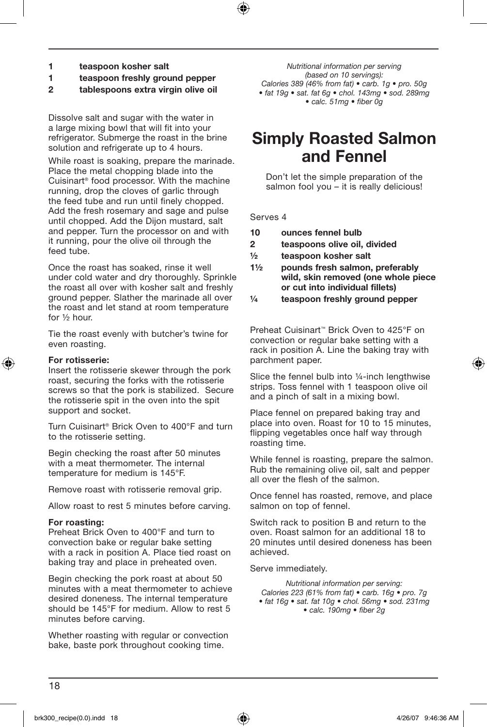**1 teaspoon kosher salt**
**1 teaspoon freshly ground pepper**
**2 tablespoons extra virgin olive oil**

Dissolve salt and sugar with the water in a large mixing bowl that will fit into your refrigerator. Submerge the roast in the brine solution and refrigerate up to 4 hours.

While roast is soaking, prepare the marinade. Place the metal chopping blade into the Cuisinart® food processor. With the machine running, drop the cloves of garlic through the feed tube and run until finely chopped. Add the fresh rosemary and sage and pulse until chopped. Add the Dijon mustard, salt and pepper. Turn the processor on and with it running, pour the olive oil through the feed tube.

Once the roast has soaked, rinse it well under cold water and dry thoroughly. Sprinkle the roast all over with kosher salt and freshly ground pepper. Slather the marinade all over the roast and let stand at room temperature for ½ hour.

Tie the roast evenly with butcher's twine for even roasting.

**For rotisserie:**
Insert the rotisserie skewer through the pork roast, securing the forks with the rotisserie screws so that the pork is stabilized. Secure the rotisserie spit in the oven into the spit support and socket.

Turn Cuisinart® Brick Oven to 400°F and turn to the rotisserie setting.

Begin checking the roast after 50 minutes with a meat thermometer. The internal temperature for medium is 145°F.

Remove roast with rotisserie removal grip.

Allow roast to rest 5 minutes before carving.

**For roasting:**
Preheat Brick Oven to 400°F and turn to convection bake or regular bake setting with a rack in position A. Place tied roast on baking tray and place in preheated oven.

Begin checking the pork roast at about 50 minutes with a meat thermometer to achieve desired doneness. The internal temperature should be 145°F for medium. Allow to rest 5 minutes before carving.

Whether roasting with regular or convection bake, baste pork throughout cooking time.

*Nutritional information per serving (based on 10 servings): Calories 389 (46% from fat) • carb. 1g • pro. 50g • fat 19g • sat. fat 6g • chol. 143mg • sod. 289mg • calc. 51mg • fiber 0g*

# Simply Roasted Salmon and Fennel

Don't let the simple preparation of the salmon fool you – it is really delicious!

Serves 4

**10 ounces fennel bulb**
**2 teaspoons olive oil, divided**
**½ teaspoon kosher salt**
**1½ pounds fresh salmon, preferably wild, skin removed (one whole piece or cut into individual fillets)**
**¼ teaspoon freshly ground pepper**

Preheat Cuisinart™ Brick Oven to 425°F on convection or regular bake setting with a rack in position A. Line the baking tray with parchment paper.

Slice the fennel bulb into ¼-inch lengthwise strips. Toss fennel with 1 teaspoon olive oil and a pinch of salt in a mixing bowl.

Place fennel on prepared baking tray and place into oven. Roast for 10 to 15 minutes, flipping vegetables once half way through roasting time.

While fennel is roasting, prepare the salmon. Rub the remaining olive oil, salt and pepper all over the flesh of the salmon.

Once fennel has roasted, remove, and place salmon on top of fennel.

Switch rack to position B and return to the oven. Roast salmon for an additional 18 to 20 minutes until desired doneness has been achieved.

Serve immediately.

*Nutritional information per serving: Calories 223 (61% from fat) • carb. 16g • pro. 7g • fat 16g • sat. fat 10g • chol. 56mg • sod. 231mg • calc. 190mg • fiber 2g*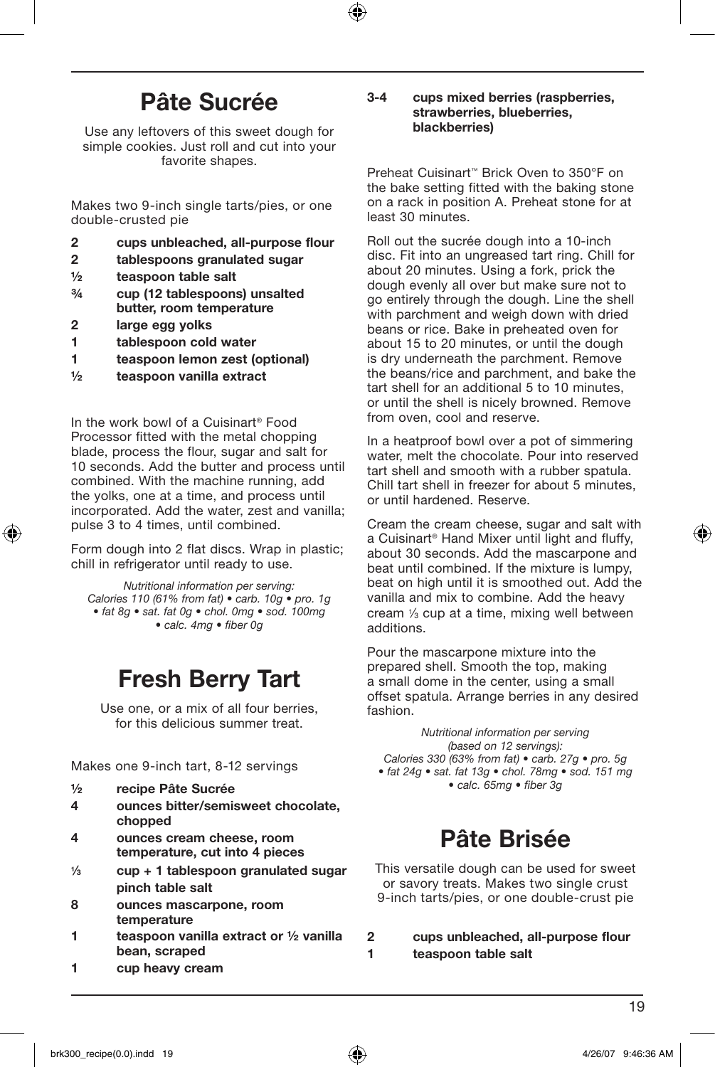# Pâte Sucrée

Use any leftovers of this sweet dough for simple cookies. Just roll and cut into your favorite shapes.

Makes two 9-inch single tarts/pies, or one double-crusted pie

- **2 cups unbleached, all-purpose flour**
- **2 tablespoons granulated sugar**
- **½ teaspoon table salt**
- **¾ cup (12 tablespoons) unsalted butter, room temperature**
- **2 large egg yolks**
- **1 tablespoon cold water**
- **1 teaspoon lemon zest (optional)**
- **½ teaspoon vanilla extract**

In the work bowl of a Cuisinart® Food Processor fitted with the metal chopping blade, process the flour, sugar and salt for 10 seconds. Add the butter and process until combined. With the machine running, add the yolks, one at a time, and process until incorporated. Add the water, zest and vanilla; pulse 3 to 4 times, until combined.

Form dough into 2 flat discs. Wrap in plastic; chill in refrigerator until ready to use.

*Nutritional information per serving:*
*Calories 110 (61% from fat) • carb. 10g • pro. 1g • fat 8g • sat. fat 0g • chol. 0mg • sod. 100mg • calc. 4mg • fiber 0g*

# Fresh Berry Tart

Use one, or a mix of all four berries, for this delicious summer treat.

Makes one 9-inch tart, 8-12 servings

- **½ recipe Pâte Sucrée**
- **4 ounces bitter/semisweet chocolate, chopped**
- **4 ounces cream cheese, room temperature, cut into 4 pieces**
- **⅓ cup + 1 tablespoon granulated sugar**
- **pinch table salt**
- **8 ounces mascarpone, room temperature**
- **1 teaspoon vanilla extract or ½ vanilla bean, scraped**
- **1 cup heavy cream**
- **3-4 cups mixed berries (raspberries, strawberries, blueberries, blackberries)**

Preheat Cuisinart™ Brick Oven to 350°F on the bake setting fitted with the baking stone on a rack in position A. Preheat stone for at least 30 minutes.

Roll out the sucrée dough into a 10-inch disc. Fit into an ungreased tart ring. Chill for about 20 minutes. Using a fork, prick the dough evenly all over but make sure not to go entirely through the dough. Line the shell with parchment and weigh down with dried beans or rice. Bake in preheated oven for about 15 to 20 minutes, or until the dough is dry underneath the parchment. Remove the beans/rice and parchment, and bake the tart shell for an additional 5 to 10 minutes, or until the shell is nicely browned. Remove from oven, cool and reserve.

In a heatproof bowl over a pot of simmering water, melt the chocolate. Pour into reserved tart shell and smooth with a rubber spatula. Chill tart shell in freezer for about 5 minutes, or until hardened. Reserve.

Cream the cream cheese, sugar and salt with a Cuisinart® Hand Mixer until light and fluffy, about 30 seconds. Add the mascarpone and beat until combined. If the mixture is lumpy, beat on high until it is smoothed out. Add the vanilla and mix to combine. Add the heavy cream ⅓ cup at a time, mixing well between additions.

Pour the mascarpone mixture into the prepared shell. Smooth the top, making a small dome in the center, using a small offset spatula. Arrange berries in any desired fashion.

*Nutritional information per serving (based on 12 servings):*
*Calories 330 (63% from fat) • carb. 27g • pro. 5g • fat 24g • sat. fat 13g • chol. 78mg • sod. 151 mg • calc. 65mg • fiber 3g*

# Pâte Brisée

This versatile dough can be used for sweet or savory treats. Makes two single crust 9-inch tarts/pies, or one double-crust pie

- **2 cups unbleached, all-purpose flour**
- **1 teaspoon table salt**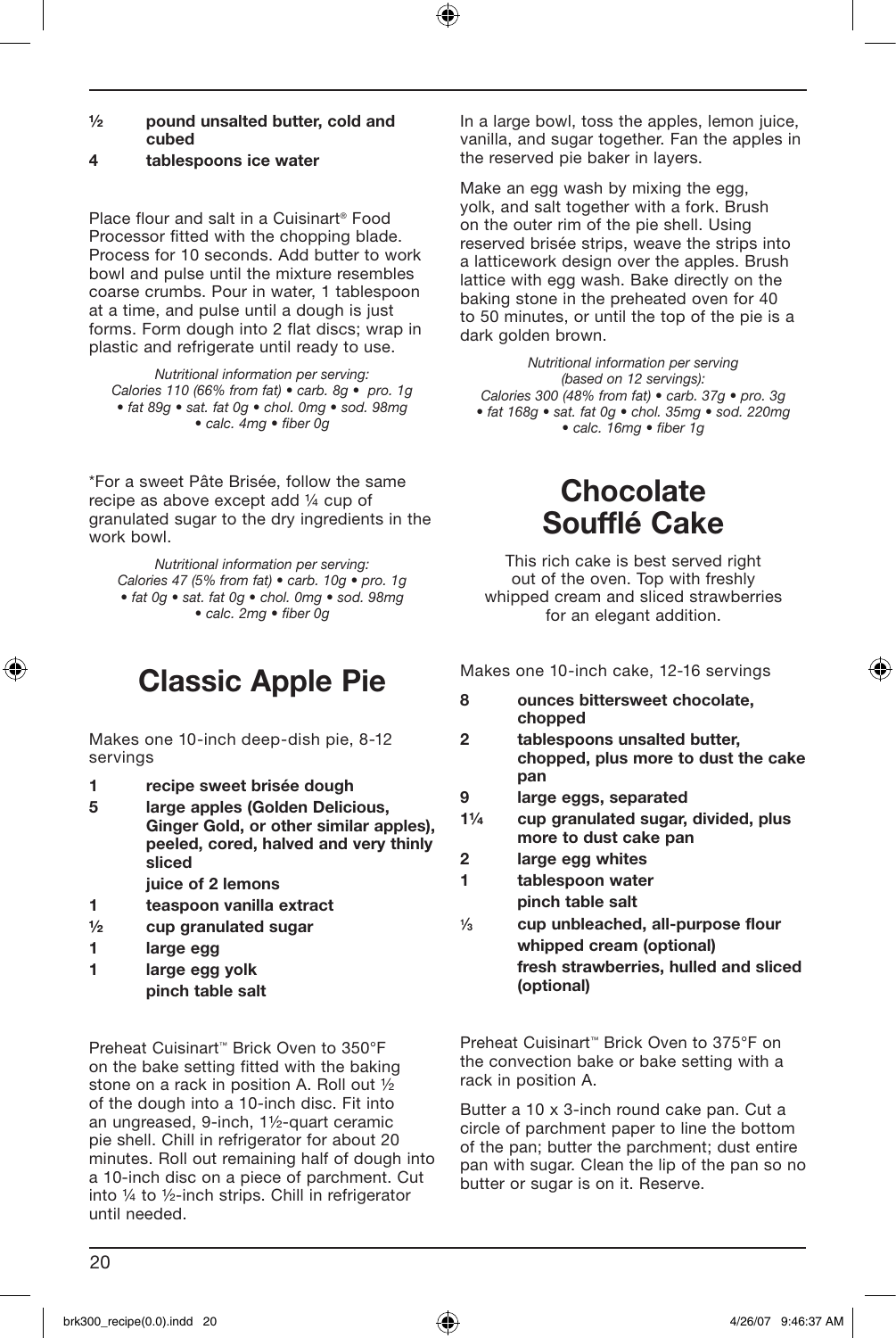**½ pound unsalted butter, cold and cubed**

**4 tablespoons ice water**

Place flour and salt in a Cuisinart® Food Processor fitted with the chopping blade. Process for 10 seconds. Add butter to work bowl and pulse until the mixture resembles coarse crumbs. Pour in water, 1 tablespoon at a time, and pulse until a dough is just forms. Form dough into 2 flat discs; wrap in plastic and refrigerate until ready to use.

*Nutritional information per serving: Calories 110 (66% from fat) • carb. 8g • pro. 1g • fat 89g • sat. fat 0g • chol. 0mg • sod. 98mg • calc. 4mg • fiber 0g*

*For a sweet Pâte Brisée, follow the same recipe as above except add ¼ cup of granulated sugar to the dry ingredients in the work bowl.

*Nutritional information per serving: Calories 47 (5% from fat) • carb. 10g • pro. 1g • fat 0g • sat. fat 0g • chol. 0mg • sod. 98mg • calc. 2mg • fiber 0g*

# Classic Apple Pie

Makes one 10-inch deep-dish pie, 8-12 servings

**1 recipe sweet brisée dough**

**5 large apples (Golden Delicious, Ginger Gold, or other similar apples), peeled, cored, halved and very thinly sliced**

**juice of 2 lemons**

**1 teaspoon vanilla extract**

**½ cup granulated sugar**

**1 large egg**

**1 large egg yolk**

**pinch table salt**

Preheat Cuisinart™ Brick Oven to 350°F on the bake setting fitted with the baking stone on a rack in position A. Roll out ½ of the dough into a 10-inch disc. Fit into an ungreased, 9-inch, 1½-quart ceramic pie shell. Chill in refrigerator for about 20 minutes. Roll out remaining half of dough into a 10-inch disc on a piece of parchment. Cut into ¼ to ½-inch strips. Chill in refrigerator until needed.

In a large bowl, toss the apples, lemon juice, vanilla, and sugar together. Fan the apples in the reserved pie baker in layers.

Make an egg wash by mixing the egg, yolk, and salt together with a fork. Brush on the outer rim of the pie shell. Using reserved brisée strips, weave the strips into a latticework design over the apples. Brush lattice with egg wash. Bake directly on the baking stone in the preheated oven for 40 to 50 minutes, or until the top of the pie is a dark golden brown.

*Nutritional information per serving (based on 12 servings): Calories 300 (48% from fat) • carb. 37g • pro. 3g • fat 168g • sat. fat 0g • chol. 35mg • sod. 220mg • calc. 16mg • fiber 1g*

# Chocolate Soufflé Cake

This rich cake is best served right out of the oven. Top with freshly whipped cream and sliced strawberries for an elegant addition.

Makes one 10-inch cake, 12-16 servings

**8 ounces bittersweet chocolate, chopped**

**2 tablespoons unsalted butter, chopped, plus more to dust the cake pan**

**9 large eggs, separated**

**1¼ cup granulated sugar, divided, plus more to dust cake pan**

**2 large egg whites**

**1 tablespoon water**

**pinch table salt**

**⅓ cup unbleached, all-purpose flour**

**whipped cream (optional)**

**fresh strawberries, hulled and sliced (optional)**

Preheat Cuisinart™ Brick Oven to 375°F on the convection bake or bake setting with a rack in position A.

Butter a 10 x 3-inch round cake pan. Cut a circle of parchment paper to line the bottom of the pan; butter the parchment; dust entire pan with sugar. Clean the lip of the pan so no butter or sugar is on it. Reserve.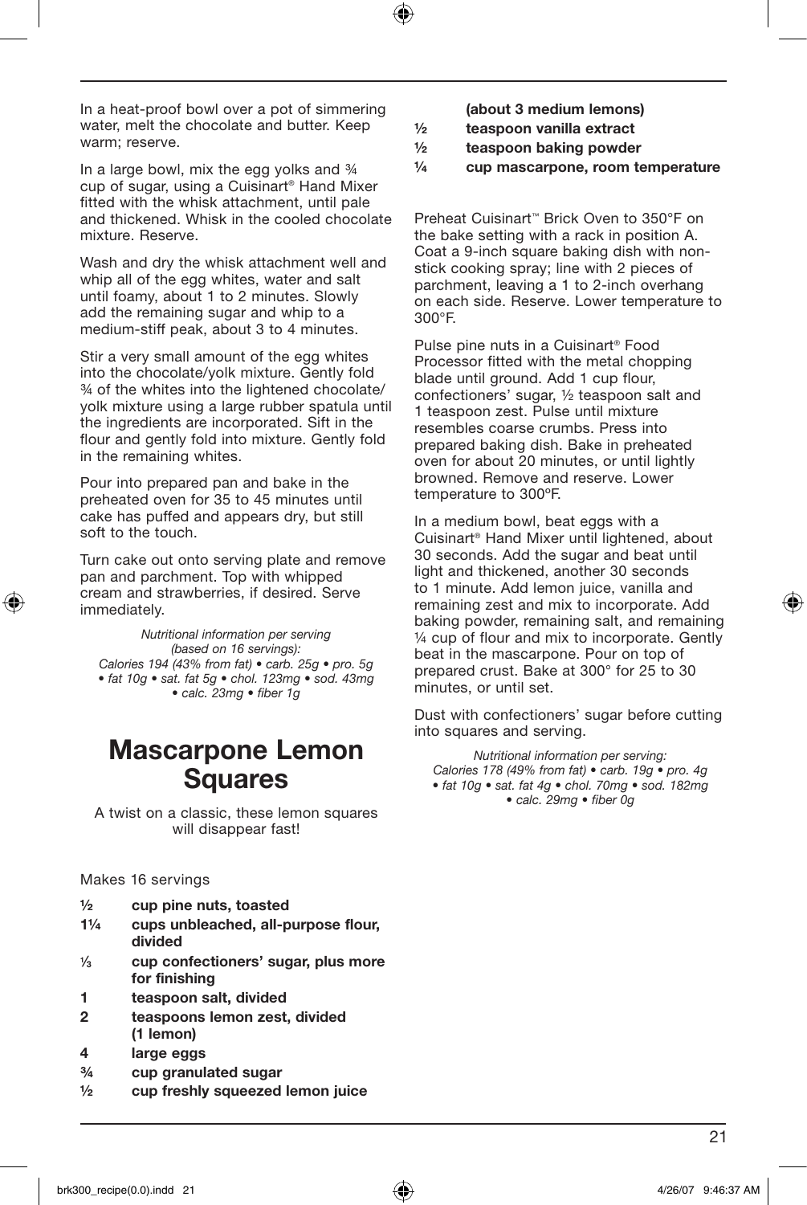In a heat-proof bowl over a pot of simmering water, melt the chocolate and butter. Keep warm; reserve.

In a large bowl, mix the egg yolks and ¾ cup of sugar, using a Cuisinart® Hand Mixer fitted with the whisk attachment, until pale and thickened. Whisk in the cooled chocolate mixture. Reserve.

Wash and dry the whisk attachment well and whip all of the egg whites, water and salt until foamy, about 1 to 2 minutes. Slowly add the remaining sugar and whip to a medium-stiff peak, about 3 to 4 minutes.

Stir a very small amount of the egg whites into the chocolate/yolk mixture. Gently fold ¾ of the whites into the lightened chocolate/yolk mixture using a large rubber spatula until the ingredients are incorporated. Sift in the flour and gently fold into mixture. Gently fold in the remaining whites.

Pour into prepared pan and bake in the preheated oven for 35 to 45 minutes until cake has puffed and appears dry, but still soft to the touch.

Turn cake out onto serving plate and remove pan and parchment. Top with whipped cream and strawberries, if desired. Serve immediately.

*Nutritional information per serving (based on 16 servings):*
*Calories 194 (43% from fat) • carb. 25g • pro. 5g • fat 10g • sat. fat 5g • chol. 123mg • sod. 43mg • calc. 23mg • fiber 1g*

# Mascarpone Lemon Squares

A twist on a classic, these lemon squares will disappear fast!

Makes 16 servings

- **½ cup pine nuts, toasted**
- **1¼ cups unbleached, all-purpose flour, divided**
- **⅓ cup confectioners' sugar, plus more for finishing**
- **1 teaspoon salt, divided**
- **2 teaspoons lemon zest, divided (1 lemon)**
- **4 large eggs**
- **¾ cup granulated sugar**
- **½ cup freshly squeezed lemon juice (about 3 medium lemons)**
- **½ teaspoon vanilla extract**
- **½ teaspoon baking powder**
- **¼ cup mascarpone, room temperature**

Preheat Cuisinart™ Brick Oven to 350°F on the bake setting with a rack in position A. Coat a 9-inch square baking dish with nonstick cooking spray; line with 2 pieces of parchment, leaving a 1 to 2-inch overhang on each side. Reserve. Lower temperature to 300°F.

Pulse pine nuts in a Cuisinart® Food Processor fitted with the metal chopping blade until ground. Add 1 cup flour, confectioners' sugar, ½ teaspoon salt and 1 teaspoon zest. Pulse until mixture resembles coarse crumbs. Press into prepared baking dish. Bake in preheated oven for about 20 minutes, or until lightly browned. Remove and reserve. Lower temperature to 300ºF.

In a medium bowl, beat eggs with a Cuisinart® Hand Mixer until lightened, about 30 seconds. Add the sugar and beat until light and thickened, another 30 seconds to 1 minute. Add lemon juice, vanilla and remaining zest and mix to incorporate. Add baking powder, remaining salt, and remaining ¼ cup of flour and mix to incorporate. Gently beat in the mascarpone. Pour on top of prepared crust. Bake at 300° for 25 to 30 minutes, or until set.

Dust with confectioners' sugar before cutting into squares and serving.

*Nutritional information per serving:*
*Calories 178 (49% from fat) • carb. 19g • pro. 4g • fat 10g • sat. fat 4g • chol. 70mg • sod. 182mg • calc. 29mg • fiber 0g*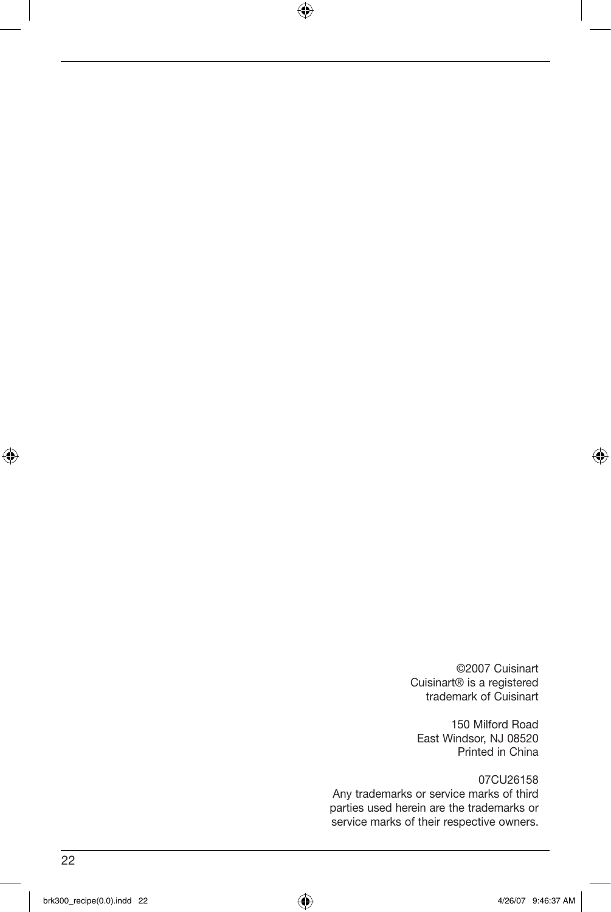©2007 Cuisinart
Cuisinart® is a registered
trademark of Cuisinart

150 Milford Road
East Windsor, NJ 08520
Printed in China

07CU26158
Any trademarks or service marks of third
parties used herein are the trademarks or
service marks of their respective owners.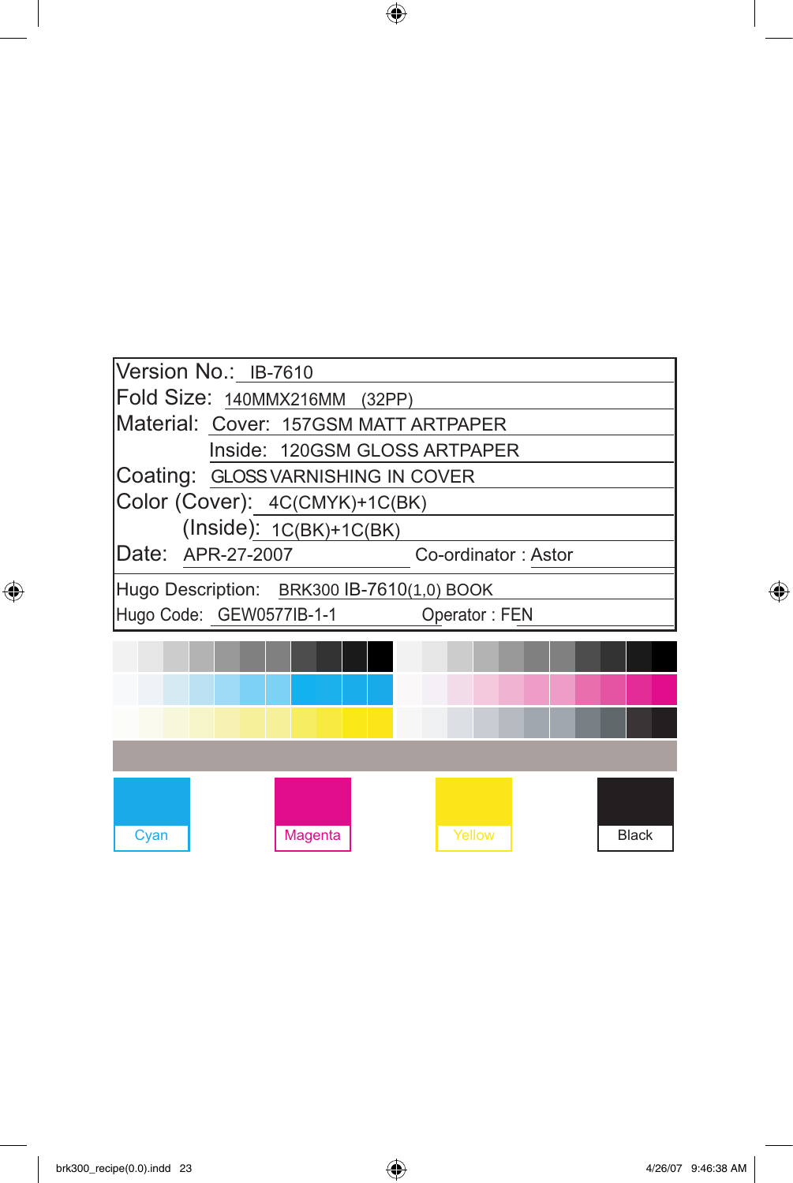| | |
|---|---|
| Version No.: | IB-7610 |
| Fold Size: | 140MMX216MM (32PP) |
| Material: | Cover: 157GSM MATT ARTPAPER |
| | Inside: 120GSM GLOSS ARTPAPER |
| Coating: | GLOSS VARNISHING IN COVER |
| Color (Cover): | 4C(CMYK)+1C(BK) |
| (Inside): | 1C(BK)+1C(BK) |
| Date: | APR-27-2007 Co-ordinator : Astor |
| Hugo Description: | BRK300 IB-7610(1,0) BOOK |
| Hugo Code: | GEW0577IB-1-1 Operator : FEN |

Cyan

Magenta

Yellow

Black